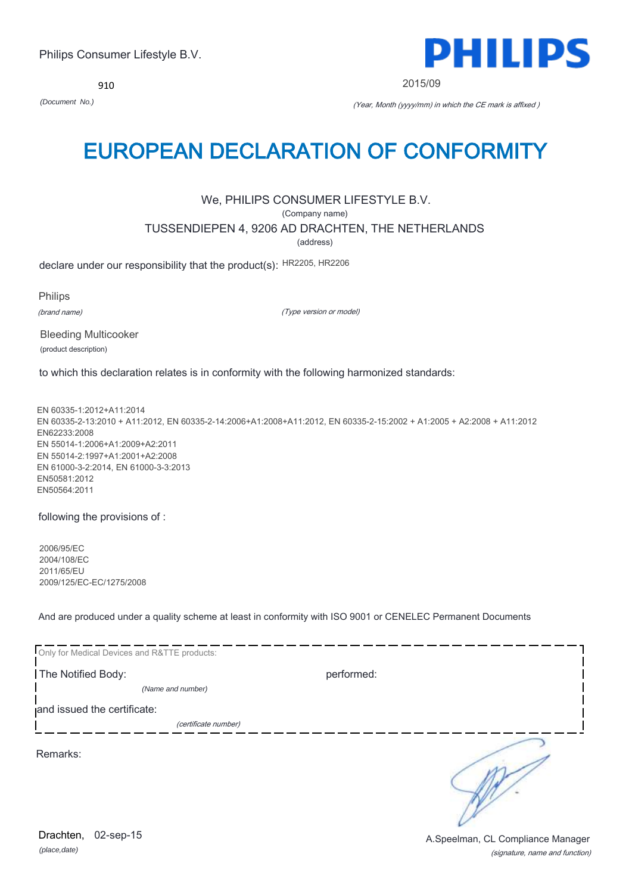Philips Consumer Lifestyle B.V.

910

*(Document No.)*

**PHILIPS**

2015/09

*(Year, Month (yyyy/mm) in which the CE mark is affixed )*

# EUROPEAN DECLARATION OF CONFORMITY

We, PHILIPS CONSUMER LIFESTYLE B.V.

(Company name)

TUSSENDIEPEN 4, 9206 AD DRACHTEN, THE NETHERLANDS

(address)

declare under our responsibility that the product(s): HR2205, HR2206

Philips

*(brand name)*

*(Type version or model)*

Bleeding Multicooker

(product description)

to which this declaration relates is in conformity with the following harmonized standards:

EN 60335-1:2012+A11:2014
EN 60335-2-13:2010 + A11:2012, EN 60335-2-14:2006+A1:2008+A11:2012, EN 60335-2-15:2002 + A1:2005 + A2:2008 + A11:2012
EN62233:2008
EN 55014-1:2006+A1:2009+A2:2011
EN 55014-2:1997+A1:2001+A2:2008
EN 61000-3-2:2014, EN 61000-3-3:2013
EN50581:2012
EN50564:2011

following the provisions of :

2006/95/EC
2004/108/EC
2011/65/EU
2009/125/EC-EC/1275/2008

And are produced under a quality scheme at least in conformity with ISO 9001 or CENELEC Permanent Documents

Only for Medical Devices and R&TTE products:

The Notified Body: performed:

*(Name and number)*

and issued the certificate:

*(certificate number)*

Remarks:

Drachten, 02-sep-15

*(place,date)*

A.Speelman, CL Compliance Manager

*(signature, name and function)*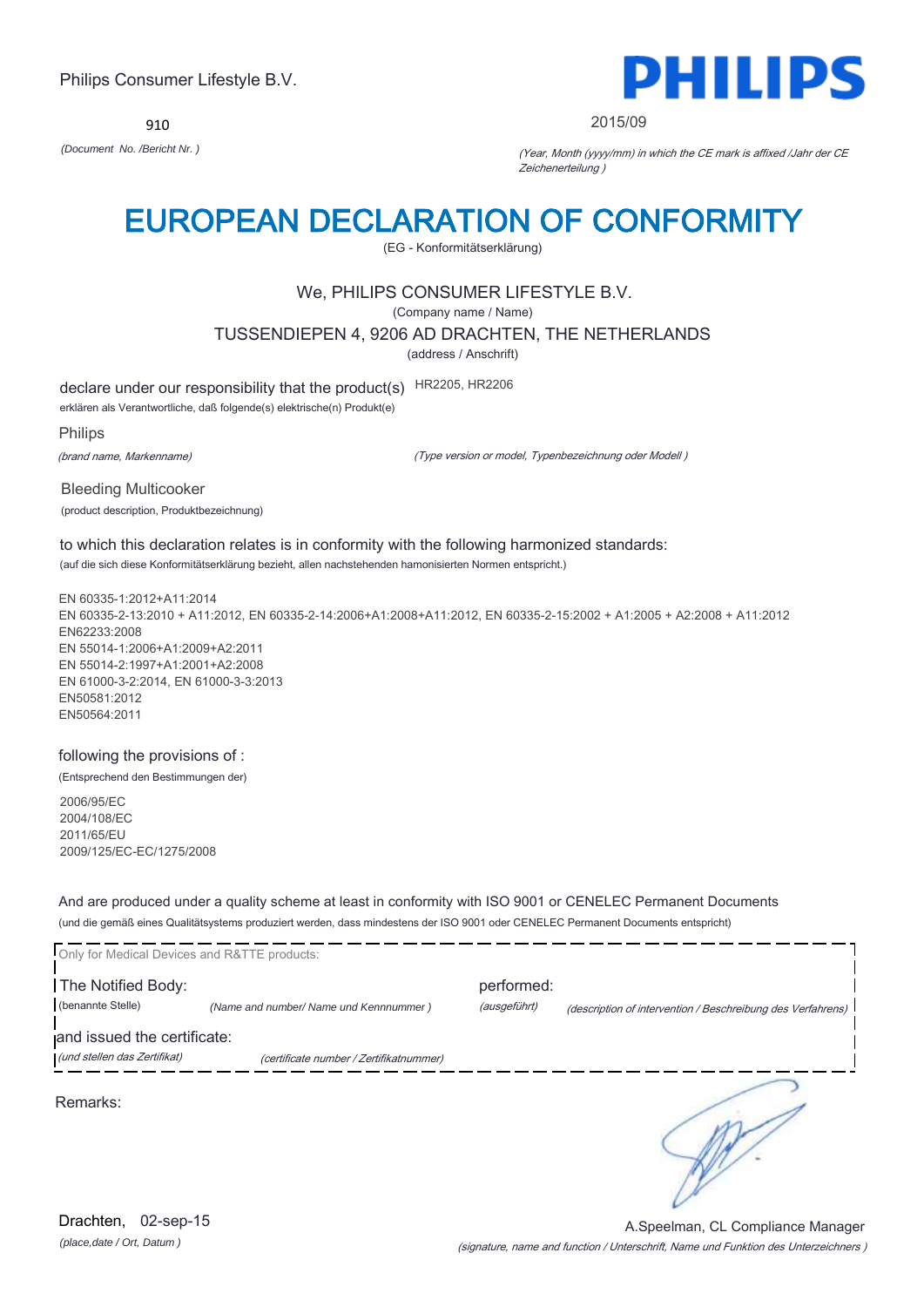Philips Consumer Lifestyle B.V.

**PHILIPS**

910

*(Document No. /Bericht Nr. )*

2015/09

*(Year, Month (yyyy/mm) in which the CE mark is affixed /Jahr der CE Zeichenerteilung )*

# EUROPEAN DECLARATION OF CONFORMITY

(EG - Konformitätserklärung)

We, PHILIPS CONSUMER LIFESTYLE B.V.

(Company name / Name)

TUSSENDIEPEN 4, 9206 AD DRACHTEN, THE NETHERLANDS

(address / Anschrift)

declare under our responsibility that the product(s) HR2205, HR2206

erklären als Verantwortliche, daß folgende(s) elektrische(n) Produkt(e)

Philips

*(brand name, Markenname)*

*(Type version or model, Typenbezeichnung oder Modell )*

Bleeding Multicooker

(product description, Produktbezeichnung)

to which this declaration relates is in conformity with the following harmonized standards:

(auf die sich diese Konformitätserklärung bezieht, allen nachstehenden hamonisierten Normen entspricht.)

EN 60335-1:2012+A11:2014
EN 60335-2-13:2010 + A11:2012, EN 60335-2-14:2006+A1:2008+A11:2012, EN 60335-2-15:2002 + A1:2005 + A2:2008 + A11:2012
EN62233:2008
EN 55014-1:2006+A1:2009+A2:2011
EN 55014-2:1997+A1:2001+A2:2008
EN 61000-3-2:2014, EN 61000-3-3:2013
EN50581:2012
EN50564:2011

following the provisions of :

(Entsprechend den Bestimmungen der)

2006/95/EC
2004/108/EC
2011/65/EU
2009/125/EC-EC/1275/2008

And are produced under a quality scheme at least in conformity with ISO 9001 or CENELEC Permanent Documents

(und die gemäß eines Qualitätsystems produziert werden, dass mindestens der ISO 9001 oder CENELEC Permanent Documents entspricht)

Only for Medical Devices and R&TTE products:

The Notified Body: (benannte Stelle) *(Name and number/ Name und Kennnummer )*

performed: *(ausgeführt)* *(description of intervention / Beschreibung des Verfahrens)*

and issued the certificate: *(und stellen das Zertifikat)* *(certificate number / Zertifikatnummer)*

Remarks:

Drachten, 02-sep-15

*(place,date / Ort, Datum )*

A.Speelman, CL Compliance Manager

*(signature, name and function / Unterschrift, Name und Funktion des Unterzeichners )*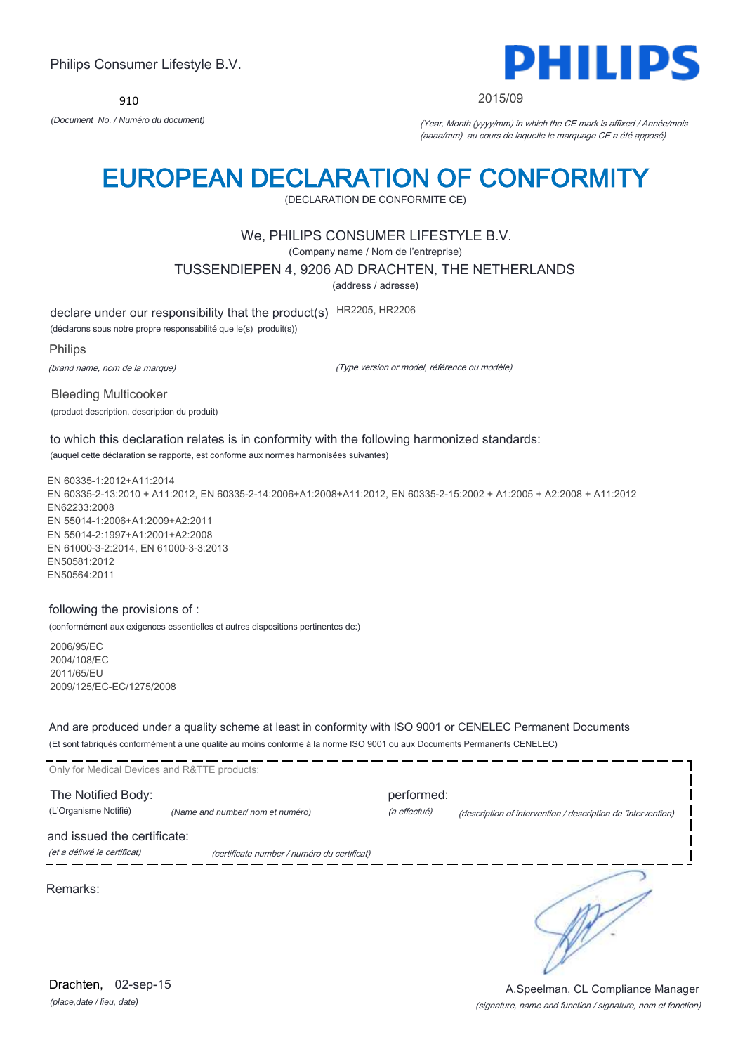Philips Consumer Lifestyle B.V.

**PHILIPS**

910

*(Document No. / Numéro du document)*

2015/09

*(Year, Month (yyyy/mm) in which the CE mark is affixed / Année/mois (aaaa/mm) au cours de laquelle le marquage CE a été apposé)*

# EUROPEAN DECLARATION OF CONFORMITY

(DECLARATION DE CONFORMITE CE)

We, PHILIPS CONSUMER LIFESTYLE B.V.

(Company name / Nom de l'entreprise)

TUSSENDIEPEN 4, 9206 AD DRACHTEN, THE NETHERLANDS

(address / adresse)

declare under our responsibility that the product(s) HR2205, HR2206

(déclarons sous notre propre responsabilité que le(s) produit(s))

Philips

*(brand name, nom de la marque)* *(Type version or model, référence ou modèle)*

Bleeding Multicooker

(product description, description du produit)

to which this declaration relates is in conformity with the following harmonized standards:

(auquel cette déclaration se rapporte, est conforme aux normes harmonisées suivantes)

EN 60335-1:2012+A11:2014
EN 60335-2-13:2010 + A11:2012, EN 60335-2-14:2006+A1:2008+A11:2012, EN 60335-2-15:2002 + A1:2005 + A2:2008 + A11:2012
EN62233:2008
EN 55014-1:2006+A1:2009+A2:2011
EN 55014-2:1997+A1:2001+A2:2008
EN 61000-3-2:2014, EN 61000-3-3:2013
EN50581:2012
EN50564:2011

following the provisions of :

(conformément aux exigences essentielles et autres dispositions pertinentes de:)

2006/95/EC
2004/108/EC
2011/65/EU
2009/125/EC-EC/1275/2008

And are produced under a quality scheme at least in conformity with ISO 9001 or CENELEC Permanent Documents

(Et sont fabriqués conformément à une qualité au moins conforme à la norme ISO 9001 ou aux Documents Permanents CENELEC)

Only for Medical Devices and R&TTE products:

The Notified Body: performed:

(L'Organisme Notifié) *(Name and number/ nom et numéro)* *(a effectué)* *(description of intervention / description de 'intervention)*

and issued the certificate:

*(et a délivré le certificat)* *(certificate number / numéro du certificat)*

Remarks:

Drachten, 02-sep-15

*(place,date / lieu, date)*

A.Speelman, CL Compliance Manager

*(signature, name and function / signature, nom et fonction)*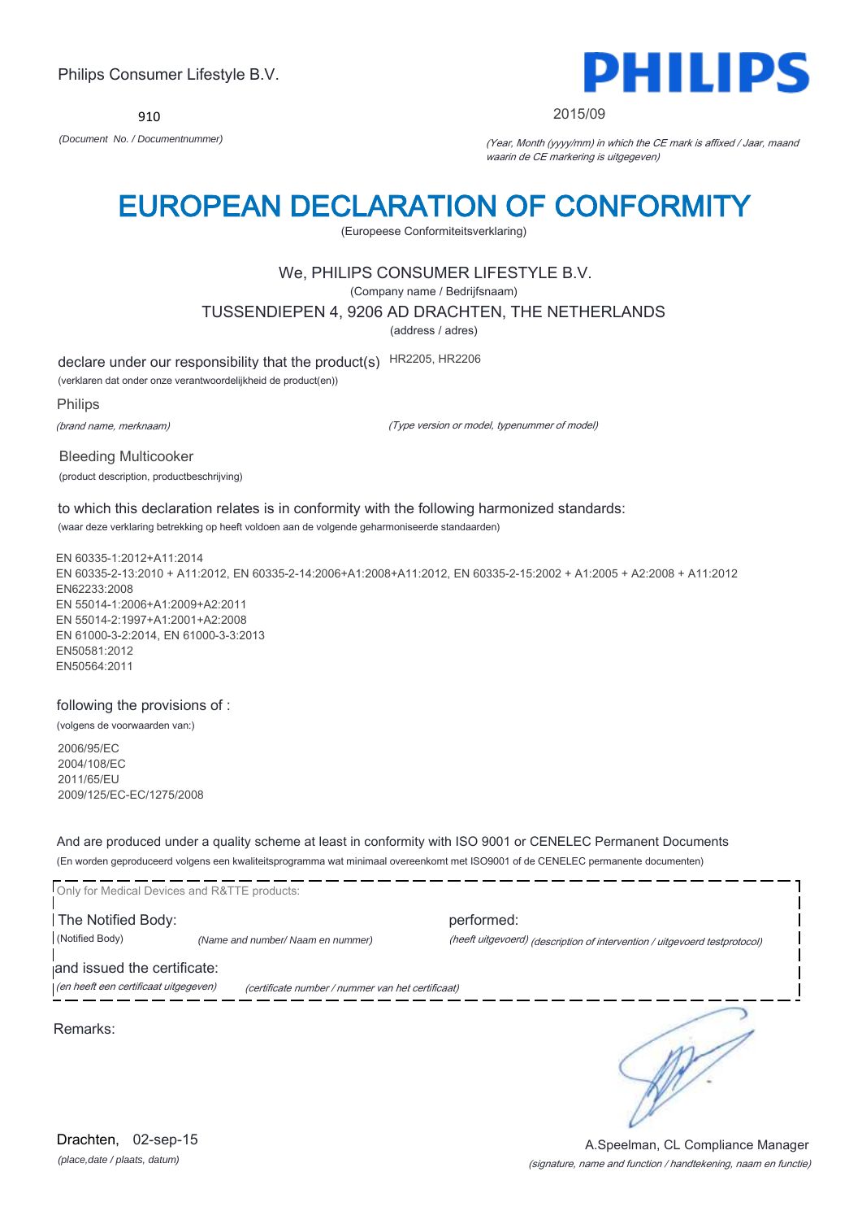Philips Consumer Lifestyle B.V.

**PHILIPS**

910

*(Document No. / Documentnummer)*

2015/09

*(Year, Month (yyyy/mm) in which the CE mark is affixed / Jaar, maand waarin de CE markering is uitgegeven)*

# EUROPEAN DECLARATION OF CONFORMITY

(Europeese Conformiteitsverklaring)

We, PHILIPS CONSUMER LIFESTYLE B.V.

(Company name / Bedrijfsnaam)

TUSSENDIEPEN 4, 9206 AD DRACHTEN, THE NETHERLANDS

(address / adres)

declare under our responsibility that the product(s) HR2205, HR2206

(verklaren dat onder onze verantwoordelijkheid de product(en))

Philips

*(brand name, merknaam)*

*(Type version or model, typenummer of model)*

Bleeding Multicooker

(product description, productbeschrijving)

to which this declaration relates is in conformity with the following harmonized standards:

(waar deze verklaring betrekking op heeft voldoen aan de volgende geharmoniseerde standaarden)

EN 60335-1:2012+A11:2014
EN 60335-2-13:2010 + A11:2012, EN 60335-2-14:2006+A1:2008+A11:2012, EN 60335-2-15:2002 + A1:2005 + A2:2008 + A11:2012
EN62233:2008
EN 55014-1:2006+A1:2009+A2:2011
EN 55014-2:1997+A1:2001+A2:2008
EN 61000-3-2:2014, EN 61000-3-3:2013
EN50581:2012
EN50564:2011

following the provisions of :

(volgens de voorwaarden van:)

2006/95/EC
2004/108/EC
2011/65/EU
2009/125/EC-EC/1275/2008

And are produced under a quality scheme at least in conformity with ISO 9001 or CENELEC Permanent Documents

(En worden geproduceerd volgens een kwaliteitsprogramma wat minimaal overeenkomt met ISO9001 of de CENELEC permanente documenten)

Only for Medical Devices and R&TTE products:

The Notified Body: (Notified Body) *(Name and number/ Naam en nummer)*

performed: *(heeft uitgevoerd)* *(description of intervention / uitgevoerd testprotocol)*

and issued the certificate: *(en heeft een certificaat uitgegeven)* *(certificate number / nummer van het certificaat)*

Remarks:

Drachten, 02-sep-15

*(place,date / plaats, datum)*

A.Speelman, CL Compliance Manager

*(signature, name and function / handtekening, naam en functie)*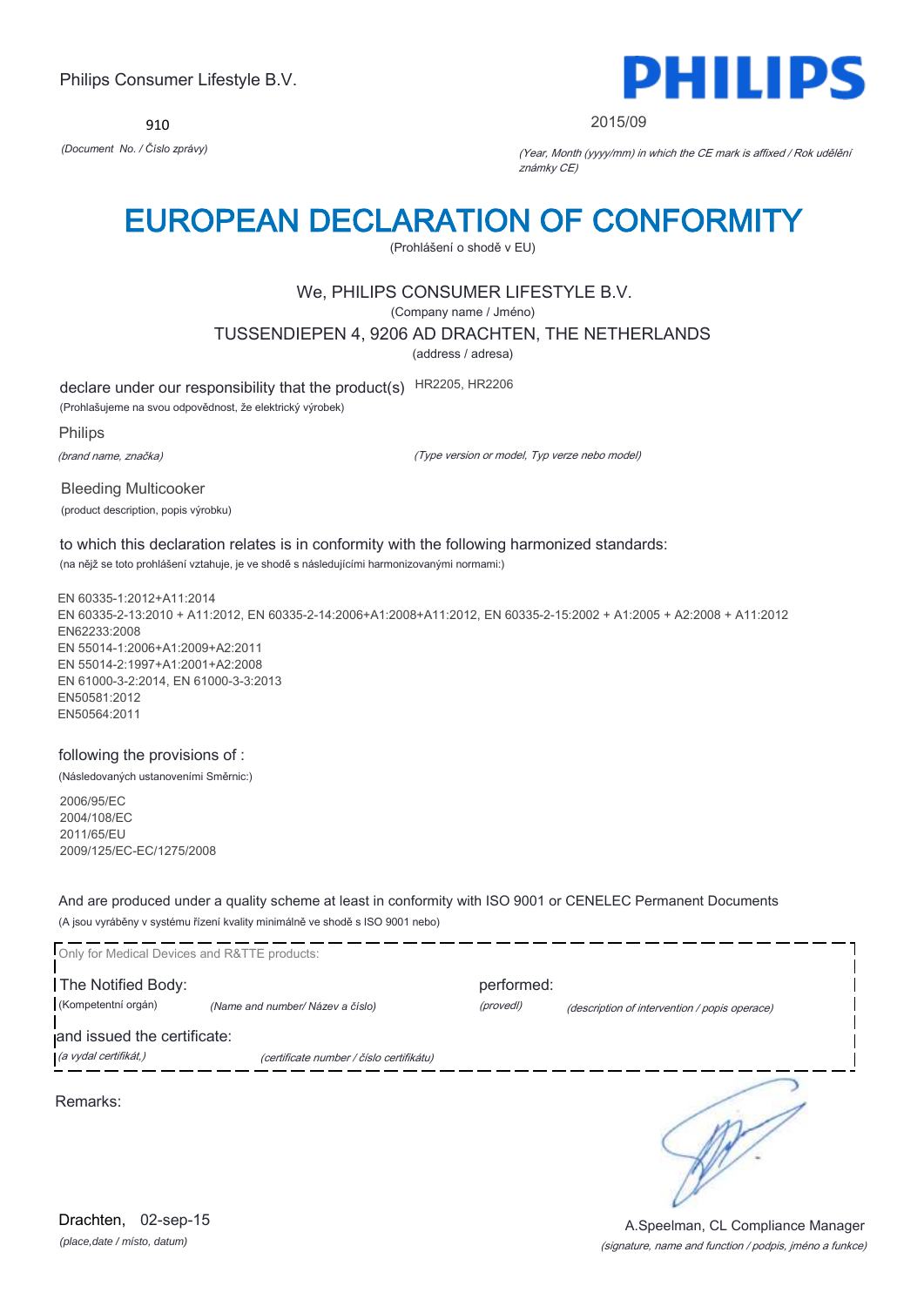Philips Consumer Lifestyle B.V.

910

*(Document No. / Číslo zprávy)*

PHILIPS

2015/09

*(Year, Month (yyyy/mm) in which the CE mark is affixed / Rok udělění známky CE)*

# EUROPEAN DECLARATION OF CONFORMITY

(Prohlášení o shodě v EU)

We, PHILIPS CONSUMER LIFESTYLE B.V.

(Company name / Jméno)

TUSSENDIEPEN 4, 9206 AD DRACHTEN, THE NETHERLANDS

(address / adresa)

declare under our responsibility that the product(s) HR2205, HR2206

(Prohlašujeme na svou odpovědnost, že elektrický výrobek)

Philips

*(brand name, značka)*

*(Type version or model, Typ verze nebo model)*

Bleeding Multicooker

(product description, popis výrobku)

to which this declaration relates is in conformity with the following harmonized standards:

(na nějž se toto prohlášení vztahuje, je ve shodě s následujícími harmonizovanými normami:)

EN 60335-1:2012+A11:2014
EN 60335-2-13:2010 + A11:2012, EN 60335-2-14:2006+A1:2008+A11:2012, EN 60335-2-15:2002 + A1:2005 + A2:2008 + A11:2012
EN62233:2008
EN 55014-1:2006+A1:2009+A2:2011
EN 55014-2:1997+A1:2001+A2:2008
EN 61000-3-2:2014, EN 61000-3-3:2013
EN50581:2012
EN50564:2011

following the provisions of :

(Následovaných ustanoveními Směrnic:)

2006/95/EC
2004/108/EC
2011/65/EU
2009/125/EC-EC/1275/2008

And are produced under a quality scheme at least in conformity with ISO 9001 or CENELEC Permanent Documents

(A jsou vyráběny v systému řízení kvality minimálně ve shodě s ISO 9001 nebo)

Only for Medical Devices and R&TTE products:

The Notified Body: (Kompetentní orgán) *(Name and number/ Název a číslo)*

performed: *(provedl)* *(description of intervention / popis operace)*

and issued the certificate: *(a vydal certifikát,)* *(certificate number / číslo certifikátu)*

Remarks:

Drachten, 02-sep-15

*(place,date / místo, datum)*

A.Speelman, CL Compliance Manager

*(signature, name and function / podpis, jméno a funkce)*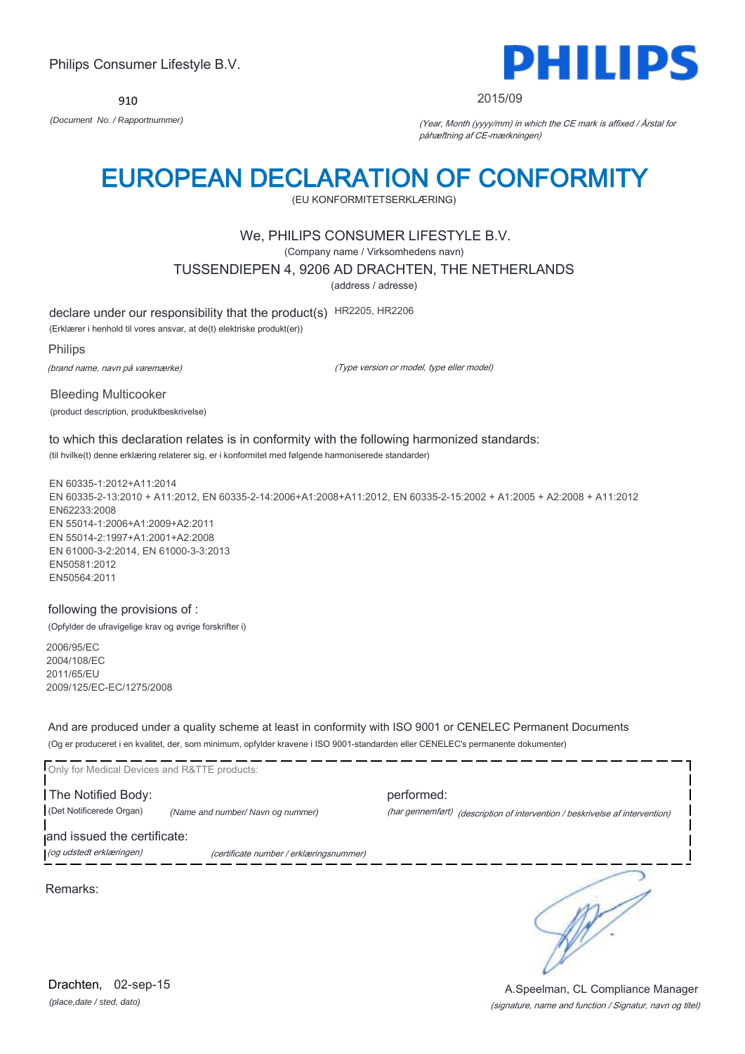Philips Consumer Lifestyle B.V.

PHILIPS

910

*(Document No. / Rapportnummer)*

2015/09

*(Year, Month (yyyy/mm) in which the CE mark is affixed / Årstal for påhæftning af CE-mærkningen)*

# EUROPEAN DECLARATION OF CONFORMITY

(EU KONFORMITETSERKLÆRING)

We, PHILIPS CONSUMER LIFESTYLE B.V.

(Company name / Virksomhedens navn)

TUSSENDIEPEN 4, 9206 AD DRACHTEN, THE NETHERLANDS

(address / adresse)

declare under our responsibility that the product(s) HR2205, HR2206

(Erklærer i henhold til vores ansvar, at de(t) elektriske produkt(er))

Philips

*(brand name, navn på varemærke)*

*(Type version or model, type eller model)*

Bleeding Multicooker

(product description, produktbeskrivelse)

to which this declaration relates is in conformity with the following harmonized standards:

(til hvilke(t) denne erklæring relaterer sig, er i konformitet med følgende harmoniserede standarder)

EN 60335-1:2012+A11:2014
EN 60335-2-13:2010 + A11:2012, EN 60335-2-14:2006+A1:2008+A11:2012, EN 60335-2-15:2002 + A1:2005 + A2:2008 + A11:2012
EN62233:2008
EN 55014-1:2006+A1:2009+A2:2011
EN 55014-2:1997+A1:2001+A2:2008
EN 61000-3-2:2014, EN 61000-3-3:2013
EN50581:2012
EN50564:2011

following the provisions of :

(Opfylder de ufravigelige krav og øvrige forskrifter i)

2006/95/EC
2004/108/EC
2011/65/EU
2009/125/EC-EC/1275/2008

And are produced under a quality scheme at least in conformity with ISO 9001 or CENELEC Permanent Documents

(Og er produceret i en kvalitet, der, som minimum, opfylder kravene i ISO 9001-standarden eller CENELEC's permanente dokumenter)

Only for Medical Devices and R&TTE products:

The Notified Body: (Det Notificerede Organ) *(Name and number/ Navn og nummer)*

performed: *(har gennemført)* *(description of intervention / beskrivelse af intervention)*

and issued the certificate: *(og udstedt erklæringen)* *(certificate number / erklæringsnummer)*

Remarks:

Drachten, 02-sep-15

*(place,date / sted, dato)*

A.Speelman, CL Compliance Manager

*(signature, name and function / Signatur, navn og titel)*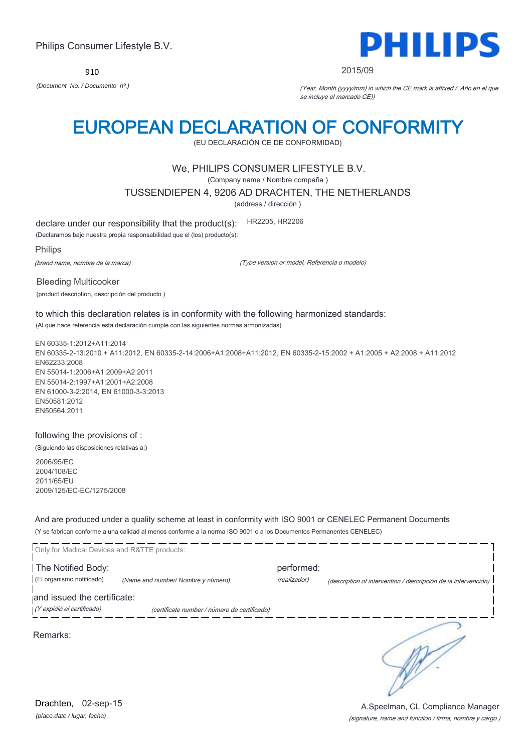Philips Consumer Lifestyle B.V.

910

*(Document No. / Documento nº.)*

**PHILIPS**

2015/09

*(Year, Month (yyyy/mm) in which the CE mark is affixed / Año en el que se incluye el marcado CE))*

# EUROPEAN DECLARATION OF CONFORMITY

(EU DECLARACIÓN CE DE CONFORMIDAD)

We, PHILIPS CONSUMER LIFESTYLE B.V.

(Company name / Nombre compaña )

TUSSENDIEPEN 4, 9206 AD DRACHTEN, THE NETHERLANDS

(address / dirección )

declare under our responsibility that the product(s): HR2205, HR2206

(Declaramos bajo nuestra propia responsabilidad que el (los) producto(s):

Philips

*(brand name, nombre de la marca)*

*(Type version or model, Referencia o modelo)*

Bleeding Multicooker

(product description, descripción del producto )

to which this declaration relates is in conformity with the following harmonized standards:

(Al que hace referencia esta declaración cumple con las siguientes normas armonizadas)

EN 60335-1:2012+A11:2014
EN 60335-2-13:2010 + A11:2012, EN 60335-2-14:2006+A1:2008+A11:2012, EN 60335-2-15:2002 + A1:2005 + A2:2008 + A11:2012
EN62233:2008
EN 55014-1:2006+A1:2009+A2:2011
EN 55014-2:1997+A1:2001+A2:2008
EN 61000-3-2:2014, EN 61000-3-3:2013
EN50581:2012
EN50564:2011

following the provisions of :

(Siguiendo las disposiciones relativas a:)

2006/95/EC
2004/108/EC
2011/65/EU
2009/125/EC-EC/1275/2008

And are produced under a quality scheme at least in conformity with ISO 9001 or CENELEC Permanent Documents

(Y se fabrican conforme a una calidad al menos conforme a la norma ISO 9001 o a los Documentos Permanentes CENELEC)

Only for Medical Devices and R&TTE products:

The Notified Body: performed:

(El organismo notificado) *(Name and number/ Nombre y número)* *(realizador)* *(description of intervention / descripción de la intervención)*

and issued the certificate:

*(Y expidió el certificado)* *(certificate number / número de certificado)*

Remarks:

Drachten, 02-sep-15

*(place,date / lugar, fecha)*

A.Speelman, CL Compliance Manager

*(signature, name and function / firma, nombre y cargo )*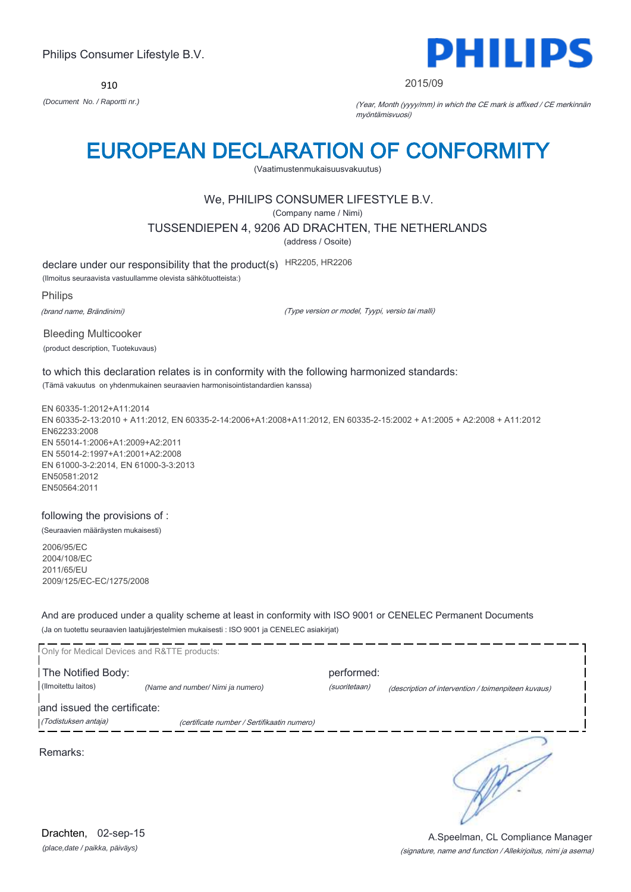Philips Consumer Lifestyle B.V.

910

*(Document No. / Raportti nr.)*

**PHILIPS**

2015/09

*(Year, Month (yyyy/mm) in which the CE mark is affixed / CE merkinnän myöntämisvuosi)*

# EUROPEAN DECLARATION OF CONFORMITY

(Vaatimustenmukaisuusvakuutus)

We, PHILIPS CONSUMER LIFESTYLE B.V.

(Company name / Nimi)

TUSSENDIEPEN 4, 9206 AD DRACHTEN, THE NETHERLANDS

(address / Osoite)

declare under our responsibility that the product(s) HR2205, HR2206

(Ilmoitus seuraavista vastuullamme olevista sähkötuotteista:)

Philips

*(brand name, Brändinimi)*

*(Type version or model, Tyypi, versio tai malli)*

Bleeding Multicooker

(product description, Tuotekuvaus)

to which this declaration relates is in conformity with the following harmonized standards:

(Tämä vakuutus on yhdenmukainen seuraavien harmonisointistandardien kanssa)

EN 60335-1:2012+A11:2014
EN 60335-2-13:2010 + A11:2012, EN 60335-2-14:2006+A1:2008+A11:2012, EN 60335-2-15:2002 + A1:2005 + A2:2008 + A11:2012
EN62233:2008
EN 55014-1:2006+A1:2009+A2:2011
EN 55014-2:1997+A1:2001+A2:2008
EN 61000-3-2:2014, EN 61000-3-3:2013
EN50581:2012
EN50564:2011

following the provisions of :

(Seuraavien määräysten mukaisesti)

2006/95/EC
2004/108/EC
2011/65/EU
2009/125/EC-EC/1275/2008

And are produced under a quality scheme at least in conformity with ISO 9001 or CENELEC Permanent Documents

(Ja on tuotettu seuraavien laatujärjestelmien mukaisesti : ISO 9001 ja CENELEC asiakirjat)

Only for Medical Devices and R&TTE products:

The Notified Body: performed:

(Ilmoitettu laitos) *(Name and number/ Nimi ja numero)* *(suoritetaan)* *(description of intervention / toimenpiteen kuvaus)*

and issued the certificate:

*(Todistuksen antaja)* *(certificate number / Sertifikaatin numero)*

Remarks:

Drachten, 02-sep-15

*(place,date / paikka, päiväys)*

A.Speelman, CL Compliance Manager

*(signature, name and function / Allekirjoitus, nimi ja asema)*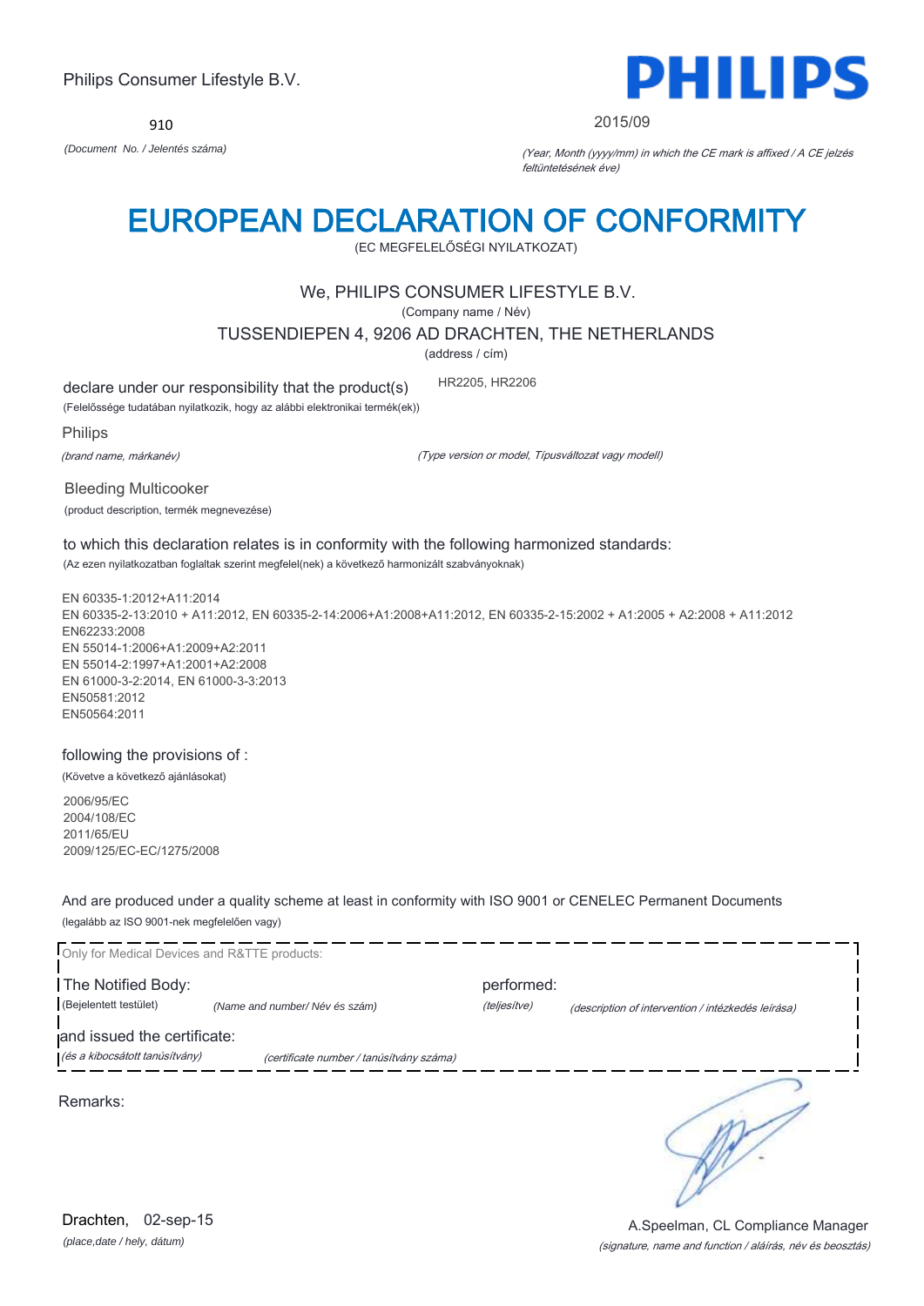Philips Consumer Lifestyle B.V.

**PHILIPS**

910

*(Document No. / Jelentés száma)*

2015/09

*(Year, Month (yyyy/mm) in which the CE mark is affixed / A CE jelzés feltüntetésének éve)*

# EUROPEAN DECLARATION OF CONFORMITY

(EC MEGFELELŐSÉGI NYILATKOZAT)

We, PHILIPS CONSUMER LIFESTYLE B.V.

(Company name / Név)

TUSSENDIEPEN 4, 9206 AD DRACHTEN, THE NETHERLANDS

(address / cím)

declare under our responsibility that the product(s) HR2205, HR2206

(Felelőssége tudatában nyilatkozik, hogy az alábbi elektronikai termék(ek))

Philips

*(brand name, márkanév)*

*(Type version or model, Típusváltozat vagy modell)*

Bleeding Multicooker

(product description, termék megnevezése)

to which this declaration relates is in conformity with the following harmonized standards:

(Az ezen nyilatkozatban foglaltak szerint megfelel(nek) a következő harmonizált szabványoknak)

EN 60335-1:2012+A11:2014
EN 60335-2-13:2010 + A11:2012, EN 60335-2-14:2006+A1:2008+A11:2012, EN 60335-2-15:2002 + A1:2005 + A2:2008 + A11:2012
EN62233:2008
EN 55014-1:2006+A1:2009+A2:2011
EN 55014-2:1997+A1:2001+A2:2008
EN 61000-3-2:2014, EN 61000-3-3:2013
EN50581:2012
EN50564:2011

following the provisions of :

(Követve a következő ajánlásokat)

2006/95/EC
2004/108/EC
2011/65/EU
2009/125/EC-EC/1275/2008

And are produced under a quality scheme at least in conformity with ISO 9001 or CENELEC Permanent Documents

(legalább az ISO 9001-nek megfelelően vagy)

Only for Medical Devices and R&TTE products:

The Notified Body: performed:

(Bejelentett testület) *(Name and number/ Név és szám)* *(teljesítve)* *(description of intervention / intézkedés leírása)*

and issued the certificate:

*(és a kibocsátott tanúsítvány)* *(certificate number / tanúsítvány száma)*

Remarks:

Drachten, 02-sep-15

*(place,date / hely, dátum)*

A.Speelman, CL Compliance Manager

*(signature, name and function / aláírás, név és beosztás)*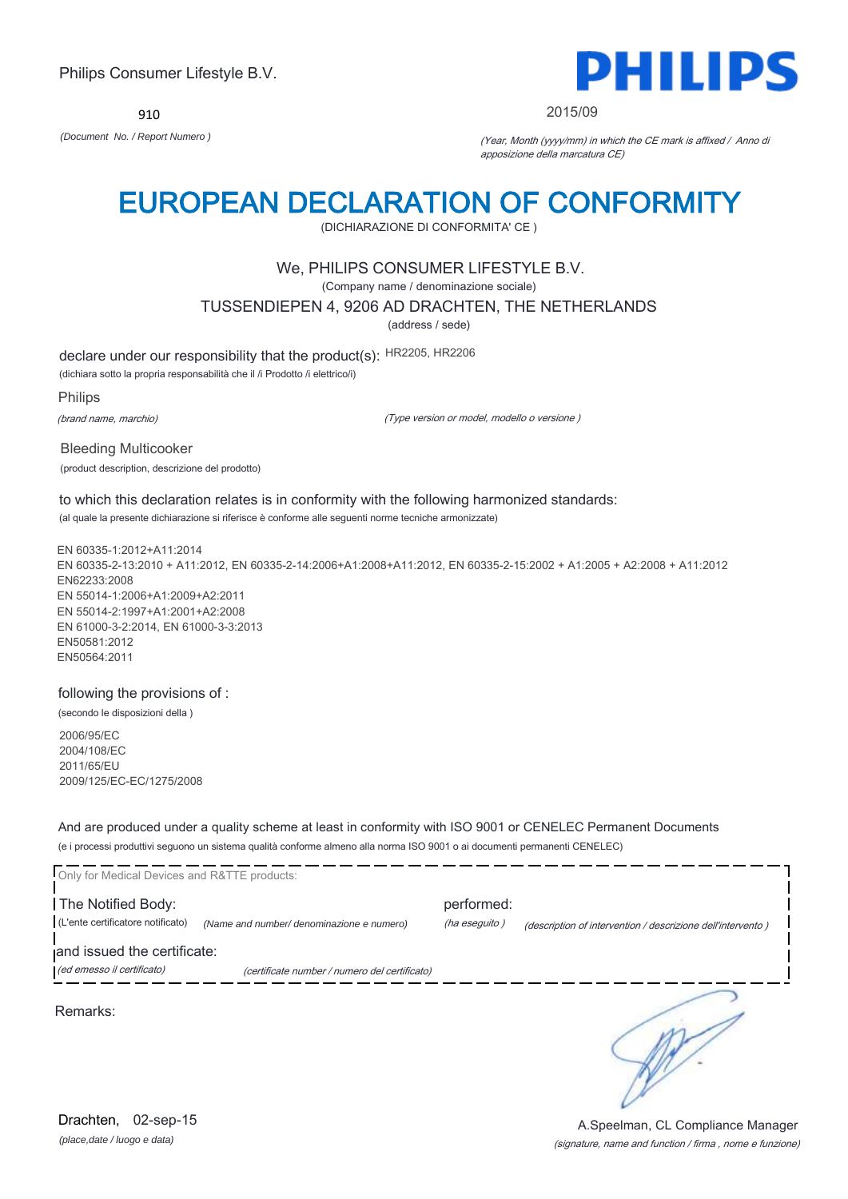Philips Consumer Lifestyle B.V.

**PHILIPS**

910

*(Document No. / Report Numero )*

2015/09

*(Year, Month (yyyy/mm) in which the CE mark is affixed / Anno di apposizione della marcatura CE)*

# EUROPEAN DECLARATION OF CONFORMITY

(DICHIARAZIONE DI CONFORMITA' CE )

We, PHILIPS CONSUMER LIFESTYLE B.V.

(Company name / denominazione sociale)

TUSSENDIEPEN 4, 9206 AD DRACHTEN, THE NETHERLANDS

(address / sede)

declare under our responsibility that the product(s): HR2205, HR2206

(dichiara sotto la propria responsabilità che il /i Prodotto /i elettrico/i)

Philips

*(brand name, marchio)*

*(Type version or model, modello o versione )*

Bleeding Multicooker

(product description, descrizione del prodotto)

to which this declaration relates is in conformity with the following harmonized standards:

(al quale la presente dichiarazione si riferisce è conforme alle seguenti norme tecniche armonizzate)

EN 60335-1:2012+A11:2014
EN 60335-2-13:2010 + A11:2012, EN 60335-2-14:2006+A1:2008+A11:2012, EN 60335-2-15:2002 + A1:2005 + A2:2008 + A11:2012
EN62233:2008
EN 55014-1:2006+A1:2009+A2:2011
EN 55014-2:1997+A1:2001+A2:2008
EN 61000-3-2:2014, EN 61000-3-3:2013
EN50581:2012
EN50564:2011

following the provisions of :

(secondo le disposizioni della )

2006/95/EC
2004/108/EC
2011/65/EU
2009/125/EC-EC/1275/2008

And are produced under a quality scheme at least in conformity with ISO 9001 or CENELEC Permanent Documents

(e i processi produttivi seguono un sistema qualità conforme almeno alla norma ISO 9001 o ai documenti permanenti CENELEC)

Only for Medical Devices and R&TTE products:

The Notified Body: (L'ente certificatore notificato) *(Name and number/ denominazione e numero)*

performed: *(ha eseguito )* *(description of intervention / descrizione dell'intervento )*

and issued the certificate: *(ed emesso il certificato)* *(certificate number / numero del certificato)*

Remarks:

Drachten, 02-sep-15

*(place,date / luogo e data)*

A.Speelman, CL Compliance Manager

*(signature, name and function / firma , nome e funzione)*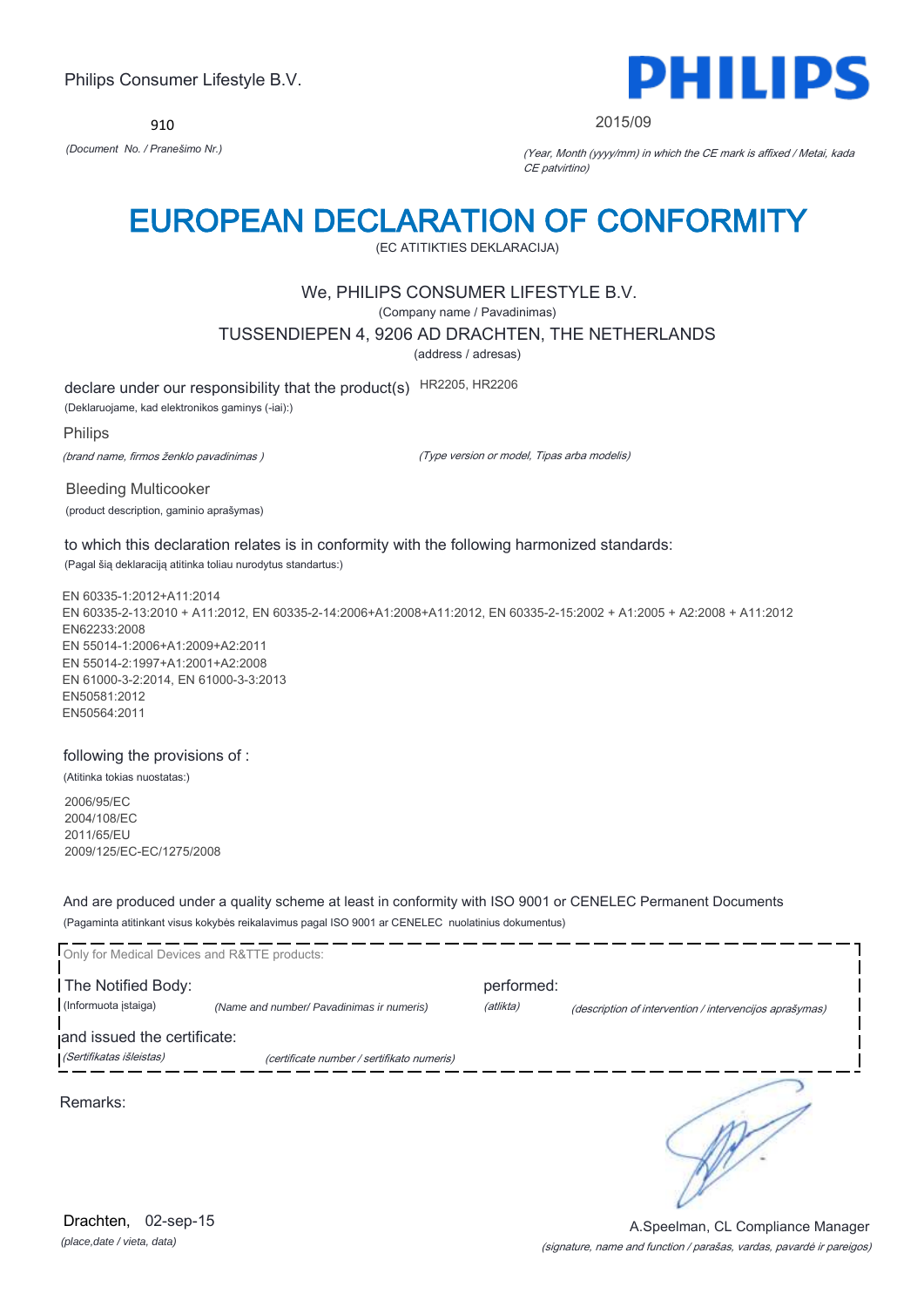Philips Consumer Lifestyle B.V.

**PHILIPS**

910

*(Document No. / Pranešimo Nr.)*

2015/09

*(Year, Month (yyyy/mm) in which the CE mark is affixed / Metai, kada CE patvirtino)*

# EUROPEAN DECLARATION OF CONFORMITY

(EC ATITIKTIES DEKLARACIJA)

We, PHILIPS CONSUMER LIFESTYLE B.V.

(Company name / Pavadinimas)

TUSSENDIEPEN 4, 9206 AD DRACHTEN, THE NETHERLANDS

(address / adresas)

declare under our responsibility that the product(s) HR2205, HR2206

(Deklaruojame, kad elektronikos gaminys (-iai):)

Philips

*(brand name, firmos ženklo pavadinimas )*

*(Type version or model, Tipas arba modelis)*

Bleeding Multicooker

(product description, gaminio aprašymas)

to which this declaration relates is in conformity with the following harmonized standards:

(Pagal šią deklaraciją atitinka toliau nurodytus standartus:)

EN 60335-1:2012+A11:2014
EN 60335-2-13:2010 + A11:2012, EN 60335-2-14:2006+A1:2008+A11:2012, EN 60335-2-15:2002 + A1:2005 + A2:2008 + A11:2012
EN62233:2008
EN 55014-1:2006+A1:2009+A2:2011
EN 55014-2:1997+A1:2001+A2:2008
EN 61000-3-2:2014, EN 61000-3-3:2013
EN50581:2012
EN50564:2011

following the provisions of :

(Atitinka tokias nuostatas:)

2006/95/EC
2004/108/EC
2011/65/EU
2009/125/EC-EC/1275/2008

And are produced under a quality scheme at least in conformity with ISO 9001 or CENELEC Permanent Documents

(Pagaminta atitinkant visus kokybės reikalavimus pagal ISO 9001 ar CENELEC nuolatinius dokumentus)

Only for Medical Devices and R&TTE products:

The Notified Body: (Informuota įstaiga) *(Name and number/ Pavadinimas ir numeris)*

performed: *(atlika)* *(description of intervention / intervencijos aprašymas)*

and issued the certificate: *(Sertifikatas išleistas)* *(certificate number / sertifikato numeris)*

Remarks:

Drachten, 02-sep-15

*(place,date / vieta, data)*

A.Speelman, CL Compliance Manager

*(signature, name and function / parašas, vardas, pavardė ir pareigos)*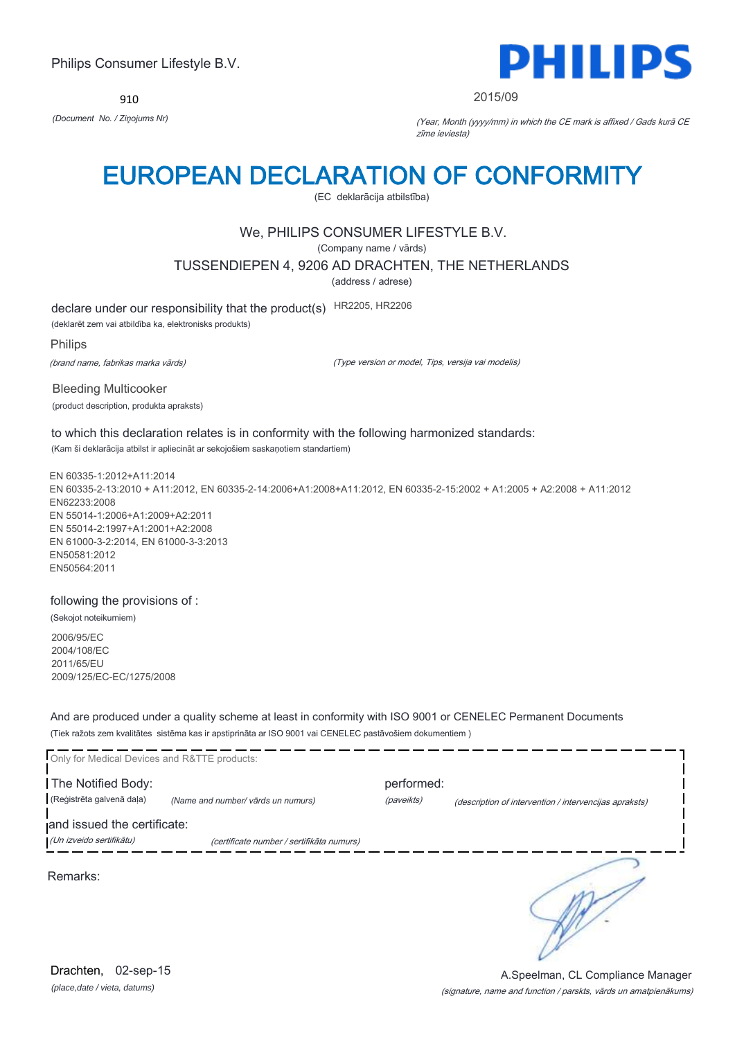Philips Consumer Lifestyle B.V.

910

*(Document No. / Ziņojums Nr)*

**PHILIPS**

2015/09

*(Year, Month (yyyy/mm) in which the CE mark is affixed / Gads kurā CE zīme ieviesta)*

# EUROPEAN DECLARATION OF CONFORMITY

(EC deklarācija atbilstība)

We, PHILIPS CONSUMER LIFESTYLE B.V.

(Company name / vārds)

TUSSENDIEPEN 4, 9206 AD DRACHTEN, THE NETHERLANDS

(address / adrese)

declare under our responsibility that the product(s) HR2205, HR2206

(deklarēt zem vai atbildība ka, elektronisks produkts)

Philips

*(brand name, fabrikas marka vārds)*

*(Type version or model, Tips, versija vai modelis)*

Bleeding Multicooker

(product description, produkta apraksts)

to which this declaration relates is in conformity with the following harmonized standards:

(Kam ši deklarācija atbilst ir apliecināt ar sekojošiem saskaņotiem standartiem)

EN 60335-1:2012+A11:2014
EN 60335-2-13:2010 + A11:2012, EN 60335-2-14:2006+A1:2008+A11:2012, EN 60335-2-15:2002 + A1:2005 + A2:2008 + A11:2012
EN62233:2008
EN 55014-1:2006+A1:2009+A2:2011
EN 55014-2:1997+A1:2001+A2:2008
EN 61000-3-2:2014, EN 61000-3-3:2013
EN50581:2012
EN50564:2011

following the provisions of :

(Sekojot noteikumiem)

2006/95/EC
2004/108/EC
2011/65/EU
2009/125/EC-EC/1275/2008

And are produced under a quality scheme at least in conformity with ISO 9001 or CENELEC Permanent Documents

(Tiek ražots zem kvalitātes sistēma kas ir apstiprināta ar ISO 9001 vai CENELEC pastāvošiem dokumentiem )

Only for Medical Devices and R&TTE products:

The Notified Body: (Reģistrēta galvenā daļa) *(Name and number/ vārds un numurs)*

performed: *(paveikts)* *(description of intervention / intervencijas apraksts)*

and issued the certificate: *(Un izveido sertifikātu)* *(certificate number / sertifikāta numurs)*

Remarks:

Drachten, 02-sep-15

*(place,date / vieta, datums)*

A.Speelman, CL Compliance Manager

*(signature, name and function / parksts, vārds un amatpienākums)*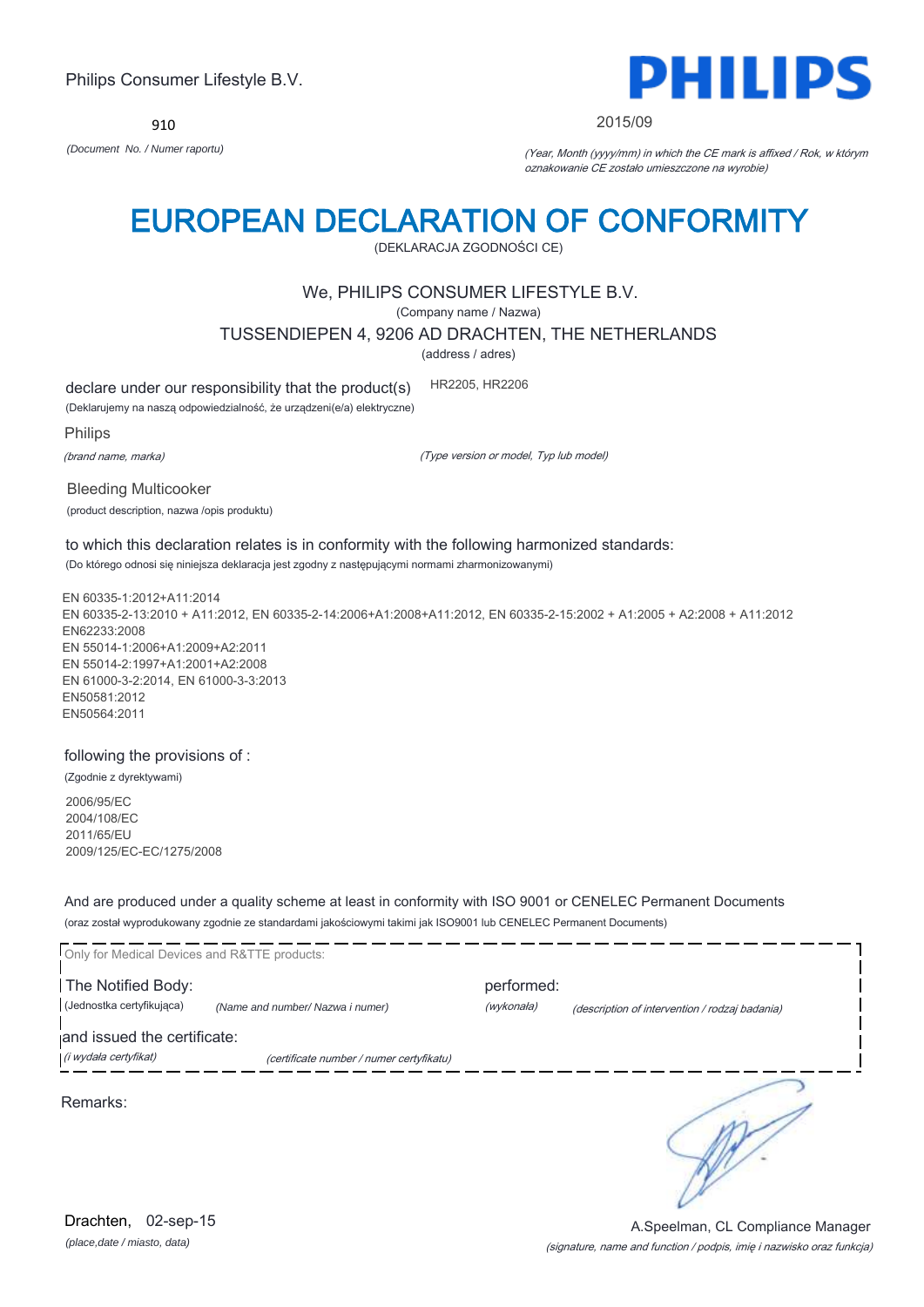Philips Consumer Lifestyle B.V.

910

*(Document No. / Numer raportu)*

PHILIPS

2015/09

*(Year, Month (yyyy/mm) in which the CE mark is affixed / Rok, w którym oznakowanie CE zostało umieszczone na wyrobie)*

# EUROPEAN DECLARATION OF CONFORMITY

(DEKLARACJA ZGODNOŚCI CE)

We, PHILIPS CONSUMER LIFESTYLE B.V.

(Company name / Nazwa)

TUSSENDIEPEN 4, 9206 AD DRACHTEN, THE NETHERLANDS

(address / adres)

declare under our responsibility that the product(s) HR2205, HR2206

(Deklarujemy na naszą odpowiedzialność, że urządzeni(e/a) elektryczne)

Philips

*(brand name, marka)* *(Type version or model, Typ lub model)*

Bleeding Multicooker

(product description, nazwa /opis produktu)

to which this declaration relates is in conformity with the following harmonized standards:

(Do którego odnosi się niniejsza deklaracja jest zgodny z następującymi normami zharmonizowanymi)

EN 60335-1:2012+A11:2014
EN 60335-2-13:2010 + A11:2012, EN 60335-2-14:2006+A1:2008+A11:2012, EN 60335-2-15:2002 + A1:2005 + A2:2008 + A11:2012
EN62233:2008
EN 55014-1:2006+A1:2009+A2:2011
EN 55014-2:1997+A1:2001+A2:2008
EN 61000-3-2:2014, EN 61000-3-3:2013
EN50581:2012
EN50564:2011

following the provisions of :

(Zgodnie z dyrektywami)

2006/95/EC
2004/108/EC
2011/65/EU
2009/125/EC-EC/1275/2008

And are produced under a quality scheme at least in conformity with ISO 9001 or CENELEC Permanent Documents

(oraz został wyprodukowany zgodnie ze standardami jakościowymi takimi jak ISO9001 lub CENELEC Permanent Documents)

Only for Medical Devices and R&TTE products:

The Notified Body: performed:

(Jednostka certyfikująca) *(Name and number/ Nazwa i numer)* *(wykonała)* *(description of intervention / rodzaj badania)*

and issued the certificate:

*(i wydała certyfikat)* *(certificate number / numer certyfikatu)*

Remarks:

Drachten, 02-sep-15

*(place,date / miasto, data)*

A.Speelman, CL Compliance Manager

*(signature, name and function / podpis, imię i nazwisko oraz funkcja)*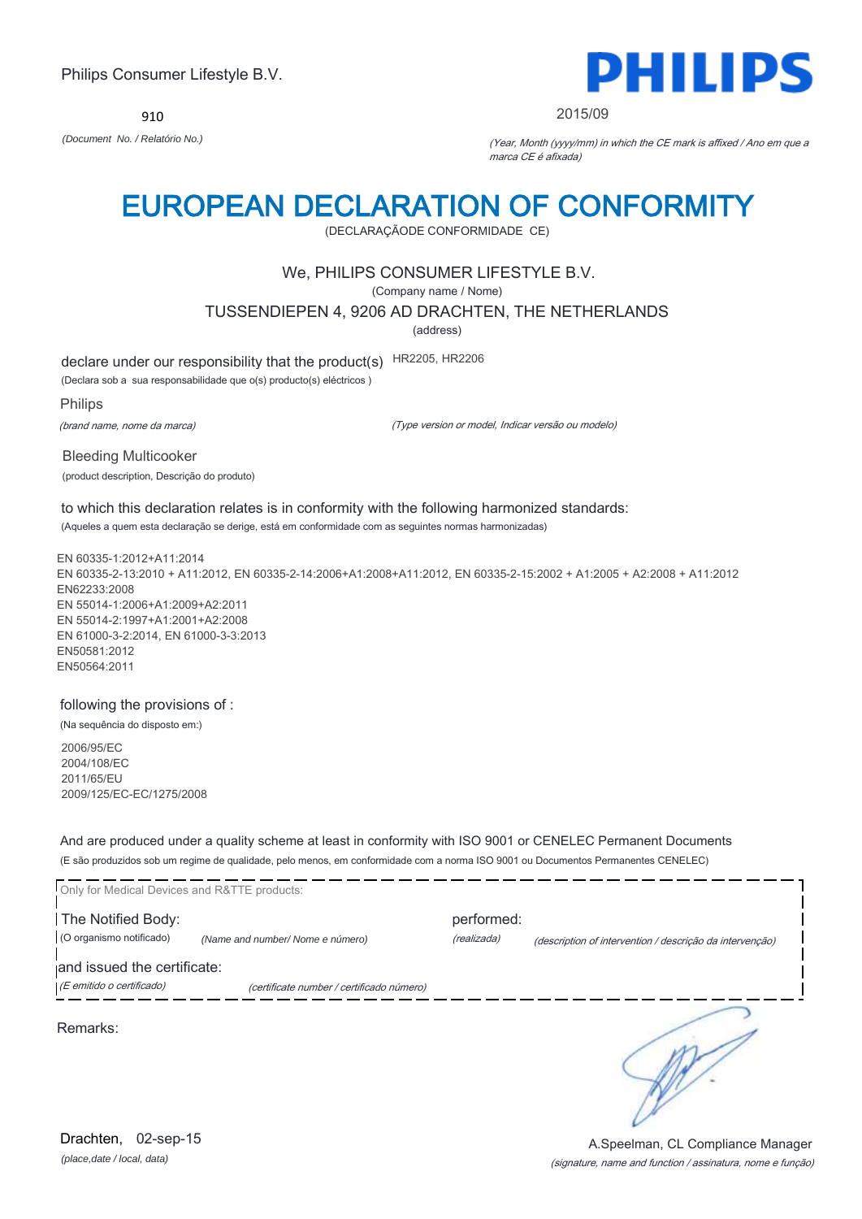Philips Consumer Lifestyle B.V.

**PHILIPS**

910

*(Document No. / Relatório No.)*

2015/09

*(Year, Month (yyyy/mm) in which the CE mark is affixed / Ano em que a marca CE é afixada)*

# EUROPEAN DECLARATION OF CONFORMITY

(DECLARAÇÃODE CONFORMIDADE CE)

We, PHILIPS CONSUMER LIFESTYLE B.V.

(Company name / Nome)

TUSSENDIEPEN 4, 9206 AD DRACHTEN, THE NETHERLANDS

(address)

declare under our responsibility that the product(s) HR2205, HR2206

(Declara sob a sua responsabilidade que o(s) producto(s) eléctricos )

Philips

*(brand name, nome da marca)*

*(Type version or model, Indicar versão ou modelo)*

Bleeding Multicooker

(product description, Descrição do produto)

to which this declaration relates is in conformity with the following harmonized standards:

(Aqueles a quem esta declaração se derige, está em conformidade com as seguintes normas harmonizadas)

EN 60335-1:2012+A11:2014
EN 60335-2-13:2010 + A11:2012, EN 60335-2-14:2006+A1:2008+A11:2012, EN 60335-2-15:2002 + A1:2005 + A2:2008 + A11:2012
EN62233:2008
EN 55014-1:2006+A1:2009+A2:2011
EN 55014-2:1997+A1:2001+A2:2008
EN 61000-3-2:2014, EN 61000-3-3:2013
EN50581:2012
EN50564:2011

following the provisions of :

(Na sequência do disposto em:)

2006/95/EC
2004/108/EC
2011/65/EU
2009/125/EC-EC/1275/2008

And are produced under a quality scheme at least in conformity with ISO 9001 or CENELEC Permanent Documents

(E são produzidos sob um regime de qualidade, pelo menos, em conformidade com a norma ISO 9001 ou Documentos Permanentes CENELEC)

Only for Medical Devices and R&TTE products:

The Notified Body: (O organismo notificado) *(Name and number/ Nome e número)*

performed: *(realizada)* *(description of intervention / descrição da intervenção)*

and issued the certificate: *(E emitido o certificado)* *(certificate number / certificado número)*

Remarks:

Drachten, 02-sep-15

*(place,date / local, data)*

A.Speelman, CL Compliance Manager

*(signature, name and function / assinatura, nome e função)*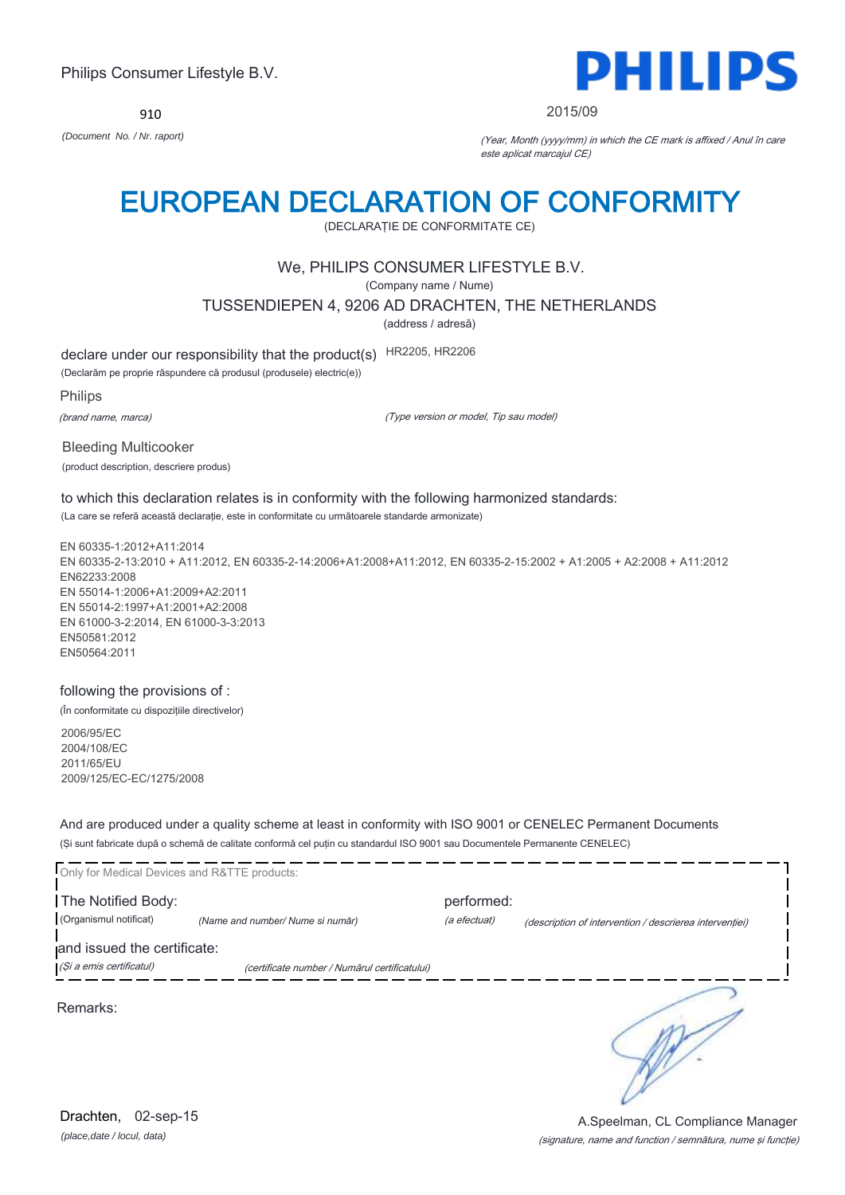Philips Consumer Lifestyle B.V.

910

*(Document No. / Nr. raport)*

**PHILIPS**

2015/09

*(Year, Month (yyyy/mm) in which the CE mark is affixed / Anul în care este aplicat marcajul CE)*

# EUROPEAN DECLARATION OF CONFORMITY

(DECLARAȚIE DE CONFORMITATE CE)

We, PHILIPS CONSUMER LIFESTYLE B.V.

(Company name / Nume)

TUSSENDIEPEN 4, 9206 AD DRACHTEN, THE NETHERLANDS

(address / adresă)

declare under our responsibility that the product(s) HR2205, HR2206

(Declarăm pe proprie răspundere că produsul (produsele) electric(e))

Philips

*(brand name, marca)* *(Type version or model, Tip sau model)*

Bleeding Multicooker

(product description, descriere produs)

to which this declaration relates is in conformity with the following harmonized standards:

(La care se referă această declarație, este in conformitate cu următoarele standarde armonizate)

EN 60335-1:2012+A11:2014
EN 60335-2-13:2010 + A11:2012, EN 60335-2-14:2006+A1:2008+A11:2012, EN 60335-2-15:2002 + A1:2005 + A2:2008 + A11:2012
EN62233:2008
EN 55014-1:2006+A1:2009+A2:2011
EN 55014-2:1997+A1:2001+A2:2008
EN 61000-3-2:2014, EN 61000-3-3:2013
EN50581:2012
EN50564:2011

following the provisions of :

(În conformitate cu dispozițiile directivelor)

2006/95/EC
2004/108/EC
2011/65/EU
2009/125/EC-EC/1275/2008

And are produced under a quality scheme at least in conformity with ISO 9001 or CENELEC Permanent Documents

(Și sunt fabricate după o schemă de calitate conformă cel puțin cu standardul ISO 9001 sau Documentele Permanente CENELEC)

Only for Medical Devices and R&TTE products:

The Notified Body: performed:

(Organismul notificat) *(Name and number/ Nume si număr)* *(a efectuat)* *(description of intervention / descrierea intervenției)*

and issued the certificate:

*(Și a emis certificatul)* *(certificate number / Numărul certificatului)*

Remarks:

Drachten, 02-sep-15

*(place,date / locul, data)*

A.Speelman, CL Compliance Manager

*(signature, name and function / semnătura, nume și funcție)*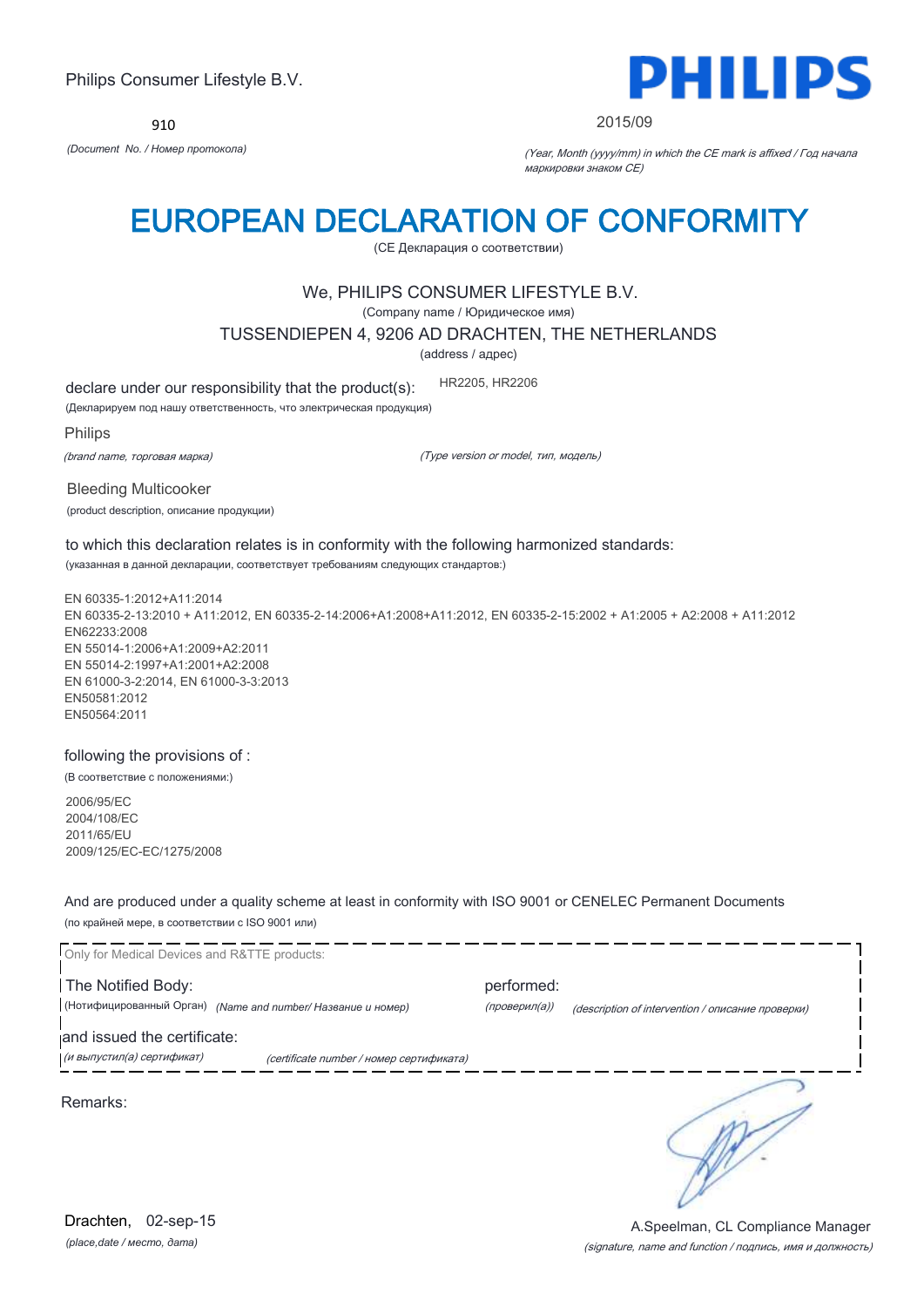Philips Consumer Lifestyle B.V.

910

*(Document No. / Номер протокола)*

**PHILIPS**

2015/09

*(Year, Month (yyyy/mm) in which the CE mark is affixed / Год начала маркировки знаком CE)*

# EUROPEAN DECLARATION OF CONFORMITY

(CE Декларация о соответствии)

We, PHILIPS CONSUMER LIFESTYLE B.V.

(Company name / Юридическое имя)

TUSSENDIEPEN 4, 9206 AD DRACHTEN, THE NETHERLANDS

(address / адрес)

declare under our responsibility that the product(s): HR2205, HR2206

(Декларируем под нашу ответственность, что электрическая продукция)

Philips

*(brand name, торговая марка)* *(Type version or model, тип, модель)*

Bleeding Multicooker

(product description, описание продукции)

to which this declaration relates is in conformity with the following harmonized standards:

(указанная в данной декларации, соответствует требованиям следующих стандартов:)

EN 60335-1:2012+A11:2014
EN 60335-2-13:2010 + A11:2012, EN 60335-2-14:2006+A1:2008+A11:2012, EN 60335-2-15:2002 + A1:2005 + A2:2008 + A11:2012
EN62233:2008
EN 55014-1:2006+A1:2009+A2:2011
EN 55014-2:1997+A1:2001+A2:2008
EN 61000-3-2:2014, EN 61000-3-3:2013
EN50581:2012
EN50564:2011

following the provisions of :

(В соответствие с положениями:)

2006/95/EC
2004/108/EC
2011/65/EU
2009/125/EC-EC/1275/2008

And are produced under a quality scheme at least in conformity with ISO 9001 or CENELEC Permanent Documents

(по крайней мере, в соответствии с ISO 9001 или)

Only for Medical Devices and R&TTE products:

The Notified Body: performed:

(Нотифицированный Орган) *(Name and number/ Название и номер)* *(проверил(а))* *(description of intervention / описание проверки)*

and issued the certificate:

*(и выпустил(а) сертификат)* *(certificate number / номер сертификата)*

Remarks:

Drachten, 02-sep-15

*(place,date / место, дата)*

A.Speelman, CL Compliance Manager

*(signature, name and function / подпись, имя и должность)*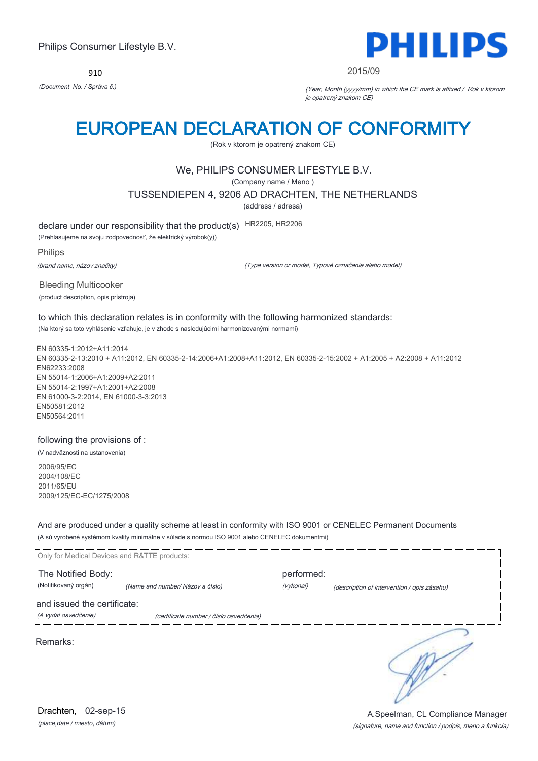Philips Consumer Lifestyle B.V.

910

*(Document No. / Správa č.)*

PHILIPS

2015/09

*(Year, Month (yyyy/mm) in which the CE mark is affixed / Rok v ktorom je opatrený znakom CE)*

# EUROPEAN DECLARATION OF CONFORMITY

(Rok v ktorom je opatrený znakom CE)

We, PHILIPS CONSUMER LIFESTYLE B.V.

(Company name / Meno )

TUSSENDIEPEN 4, 9206 AD DRACHTEN, THE NETHERLANDS

(address / adresa)

declare under our responsibility that the product(s) HR2205, HR2206

(Prehlasujeme na svoju zodpovednosť, že elektrický výrobok(y))

Philips

*(brand name, názov značky)*

*(Type version or model, Typové označenie alebo model)*

Bleeding Multicooker

(product description, opis prístroja)

to which this declaration relates is in conformity with the following harmonized standards:

(Na ktorý sa toto vyhlásenie vzťahuje, je v zhode s nasledujúcimi harmonizovanými normami)

EN 60335-1:2012+A11:2014
EN 60335-2-13:2010 + A11:2012, EN 60335-2-14:2006+A1:2008+A11:2012, EN 60335-2-15:2002 + A1:2005 + A2:2008 + A11:2012
EN62233:2008
EN 55014-1:2006+A1:2009+A2:2011
EN 55014-2:1997+A1:2001+A2:2008
EN 61000-3-2:2014, EN 61000-3-3:2013
EN50581:2012
EN50564:2011

following the provisions of :

(V nadväznosti na ustanovenia)

2006/95/EC
2004/108/EC
2011/65/EU
2009/125/EC-EC/1275/2008

And are produced under a quality scheme at least in conformity with ISO 9001 or CENELEC Permanent Documents

(A sú vyrobené systémom kvality minimálne v súlade s normou ISO 9001 alebo CENELEC dokumentmi)

Only for Medical Devices and R&TTE products:

The Notified Body: (Notifikovaný orgán) *(Name and number/ Názov a číslo)*

performed: *(vykonal)* *(description of intervention / opis zásahu)*

and issued the certificate: *(A vydal osvedčenie)* *(certificate number / číslo osvedčenia)*

Remarks:

Drachten, 02-sep-15

*(place,date / miesto, dátum)*

A.Speelman, CL Compliance Manager

*(signature, name and function / podpis, meno a funkcia)*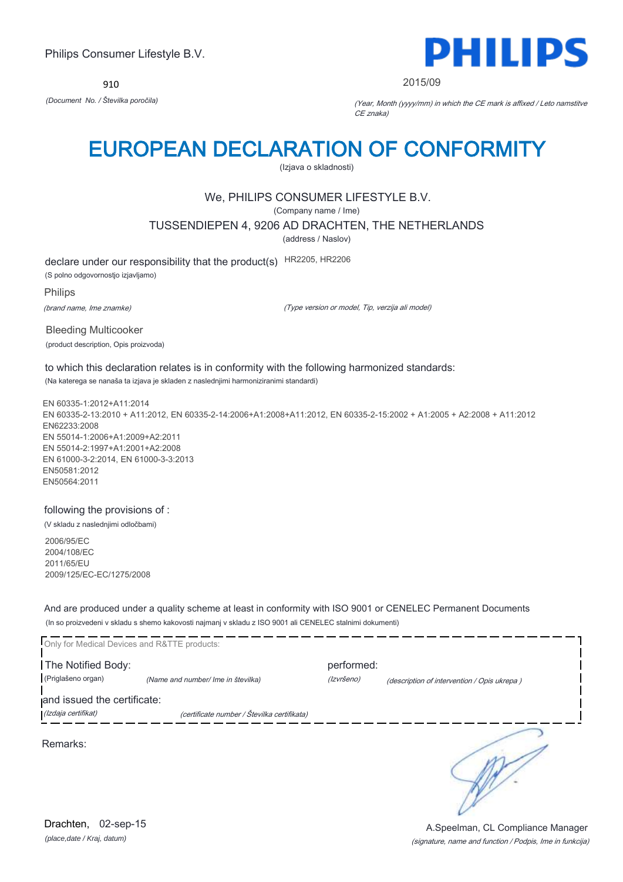Philips Consumer Lifestyle B.V.

910

*(Document No. / Številka poročila)*

PHILIPS

2015/09

*(Year, Month (yyyy/mm) in which the CE mark is affixed / Leto namstitve CE znaka)*

# EUROPEAN DECLARATION OF CONFORMITY

(Izjava o skladnosti)

We, PHILIPS CONSUMER LIFESTYLE B.V.

(Company name / Ime)

TUSSENDIEPEN 4, 9206 AD DRACHTEN, THE NETHERLANDS

(address / Naslov)

declare under our responsibility that the product(s) HR2205, HR2206

(S polno odgovornostjo izjavljamo)

Philips

*(brand name, Ime znamke)*

*(Type version or model, Tip, verzija ali model)*

Bleeding Multicooker

(product description, Opis proizvoda)

to which this declaration relates is in conformity with the following harmonized standards:

(Na katerega se nanaša ta izjava je skladen z naslednjimi harmoniziranimi standardi)

EN 60335-1:2012+A11:2014
EN 60335-2-13:2010 + A11:2012, EN 60335-2-14:2006+A1:2008+A11:2012, EN 60335-2-15:2002 + A1:2005 + A2:2008 + A11:2012
EN62233:2008
EN 55014-1:2006+A1:2009+A2:2011
EN 55014-2:1997+A1:2001+A2:2008
EN 61000-3-2:2014, EN 61000-3-3:2013
EN50581:2012
EN50564:2011

following the provisions of :

(V skladu z naslednjimi odločbami)

2006/95/EC
2004/108/EC
2011/65/EU
2009/125/EC-EC/1275/2008

And are produced under a quality scheme at least in conformity with ISO 9001 or CENELEC Permanent Documents

(In so proizvedeni v skladu s shemo kakovosti najmanj v skladu z ISO 9001 ali CENELEC stalnimi dokumenti)

Only for Medical Devices and R&TTE products:

The Notified Body: performed:

(Priglašeno organ) *(Name and number/ Ime in številka)* *(Izvršeno)* *(description of intervention / Opis ukrepa )*

and issued the certificate:

*(Izdaja certifikat)* *(certificate number / Številka certifikata)*

Remarks:

Drachten, 02-sep-15

*(place,date / Kraj, datum)*

A.Speelman, CL Compliance Manager

*(signature, name and function / Podpis, Ime in funkcija)*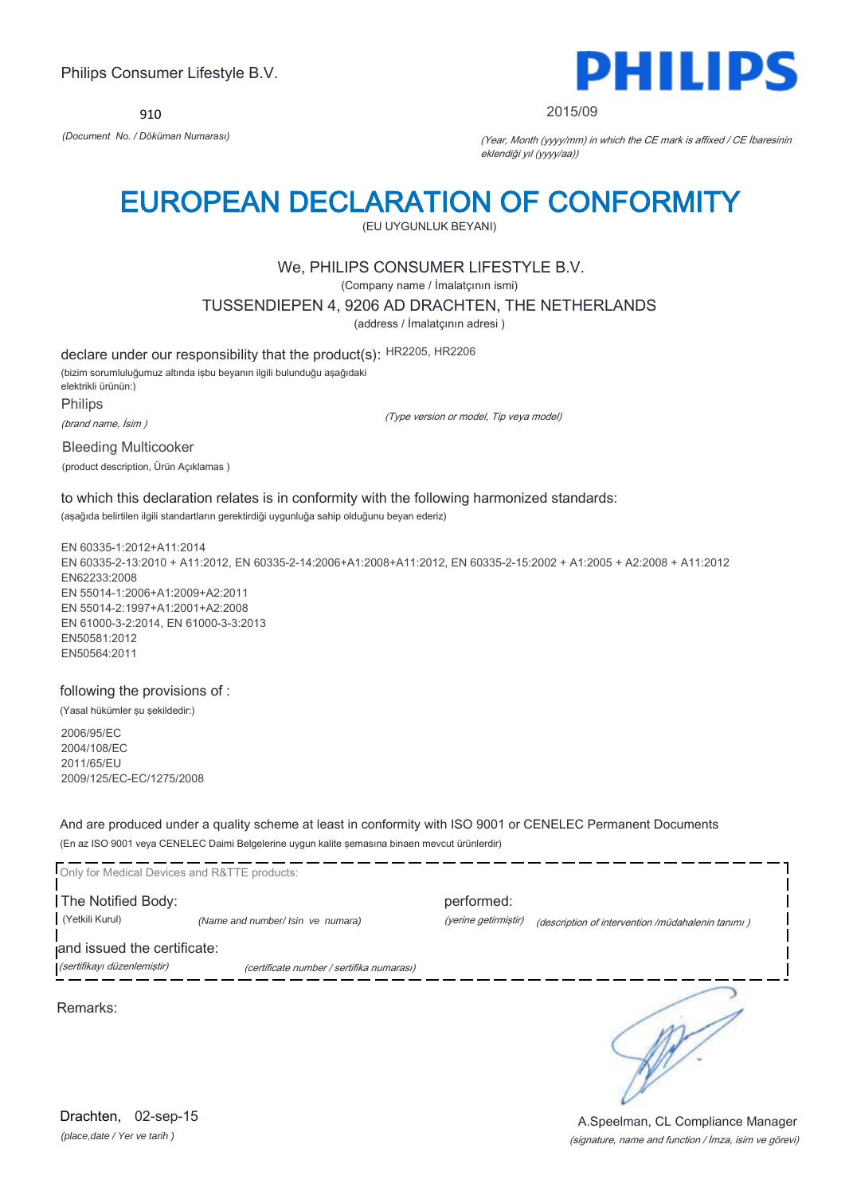Philips Consumer Lifestyle B.V.

**PHILIPS**

910

*(Document No. / Döküman Numarası)*

2015/09

*(Year, Month (yyyy/mm) in which the CE mark is affixed / CE İbaresinin eklendiği yıl (yyyy/aa))*

# EUROPEAN DECLARATION OF CONFORMITY

(EU UYGUNLUK BEYANI)

We, PHILIPS CONSUMER LIFESTYLE B.V.

(Company name / İmalatçının ismi)

TUSSENDIEPEN 4, 9206 AD DRACHTEN, THE NETHERLANDS

(address / İmalatçının adresi )

declare under our responsibility that the product(s): HR2205, HR2206

(bizim sorumluluğumuz altında işbu beyanın ilgili bulunduğu aşağıdaki elektrikli ürünün:)

Philips

*(brand name, İsim )*

*(Type version or model, Tip veya model)*

Bleeding Multicooker

(product description, Ürün Açıklamas )

to which this declaration relates is in conformity with the following harmonized standards:

(aşağıda belirtilen ilgili standartların gerektirdiği uygunluğa sahip olduğunu beyan ederiz)

EN 60335-1:2012+A11:2014
EN 60335-2-13:2010 + A11:2012, EN 60335-2-14:2006+A1:2008+A11:2012, EN 60335-2-15:2002 + A1:2005 + A2:2008 + A11:2012
EN62233:2008
EN 55014-1:2006+A1:2009+A2:2011
EN 55014-2:1997+A1:2001+A2:2008
EN 61000-3-2:2014, EN 61000-3-3:2013
EN50581:2012
EN50564:2011

following the provisions of :

(Yasal hükümler şu şekildedir:)

2006/95/EC
2004/108/EC
2011/65/EU
2009/125/EC-EC/1275/2008

And are produced under a quality scheme at least in conformity with ISO 9001 or CENELEC Permanent Documents

(En az ISO 9001 veya CENELEC Daimi Belgelerine uygun kalite şemasına binaen mevcut ürünlerdir)

Only for Medical Devices and R&TTE products:

The Notified Body: (Yetkili Kurul) *(Name and number/ Isin ve numara)*

performed: *(yerine getirmiştir)* *(description of intervention /müdahalenin tanımı )*

and issued the certificate: *(sertifikayı düzenlemiştir)* *(certificate number / sertifika numarası)*

Remarks:

Drachten, 02-sep-15

*(place,date / Yer ve tarih )*

A.Speelman, CL Compliance Manager

*(signature, name and function / İmza, isim ve görevi)*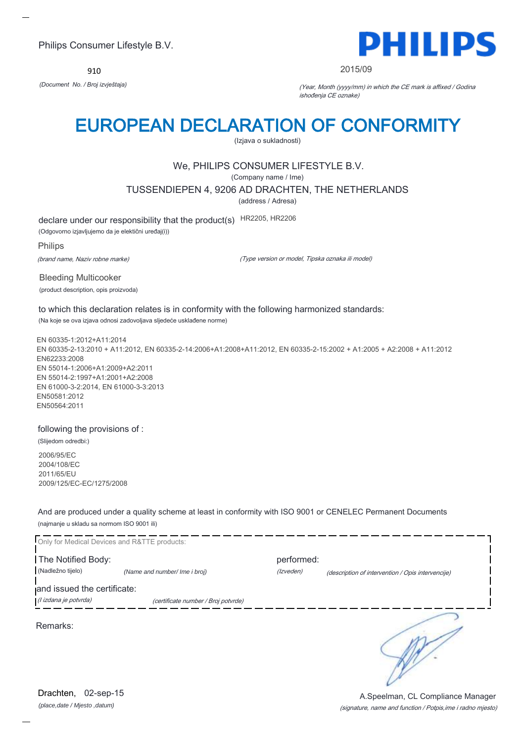Philips Consumer Lifestyle B.V.

910

*(Document No. / Broj izvještaja)*

2015/09

*(Year, Month (yyyy/mm) in which the CE mark is affixed / Godina ishođenja CE oznake)*

# EUROPEAN DECLARATION OF CONFORMITY

(Izjava o sukladnosti)

We, PHILIPS CONSUMER LIFESTYLE B.V.

(Company name / Ime)

TUSSENDIEPEN 4, 9206 AD DRACHTEN, THE NETHERLANDS

(address / Adresa)

declare under our responsibility that the product(s) HR2205, HR2206

(Odgovorno izjavljujemo da je električni uređaj(i))

Philips

*(brand name, Naziv robne marke)*

*(Type version or model, Tipska oznaka ili model)*

Bleeding Multicooker

(product description, opis proizvoda)

to which this declaration relates is in conformity with the following harmonized standards:

(Na koje se ova izjava odnosi zadovoljava sljedeće usklađene norme)

EN 60335-1:2012+A11:2014
EN 60335-2-13:2010 + A11:2012, EN 60335-2-14:2006+A1:2008+A11:2012, EN 60335-2-15:2002 + A1:2005 + A2:2008 + A11:2012
EN62233:2008
EN 55014-1:2006+A1:2009+A2:2011
EN 55014-2:1997+A1:2001+A2:2008
EN 61000-3-2:2014, EN 61000-3-3:2013
EN50581:2012
EN50564:2011

following the provisions of :

(Slijedom odredbi:)

2006/95/EC
2004/108/EC
2011/65/EU
2009/125/EC-EC/1275/2008

And are produced under a quality scheme at least in conformity with ISO 9001 or CENELEC Permanent Documents

(najmanje u skladu sa normom ISO 9001 ili)

Only for Medical Devices and R&TTE products:

The Notified Body: (Nadležno tijelo) *(Name and number/ Ime i broj)*

performed: *(Izveden)* *(description of intervention / Opis intervencije)*

and issued the certificate: *(I izdana je potvrda)* *(certificate number / Broj potvrde)*

Remarks:

Drachten, 02-sep-15

*(place,date / Mjesto ,datum)*

A.Speelman, CL Compliance Manager

*(signature, name and function / Potpis,ime i radno mjesto)*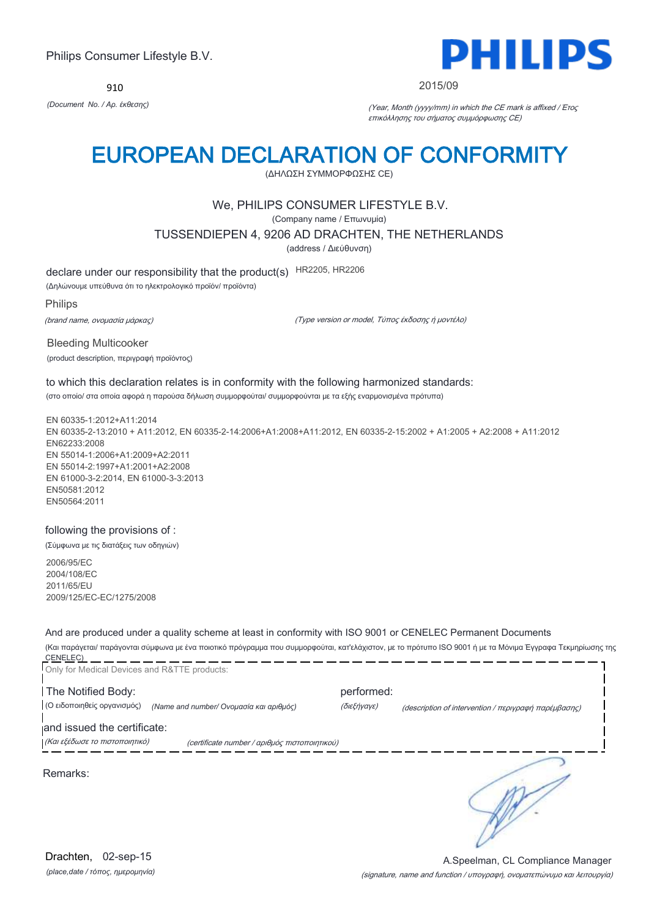Philips Consumer Lifestyle B.V.

**PHILIPS**

910

*(Document No. / Αρ. έκθεσης)*

2015/09

*(Year, Month (yyyy/mm) in which the CE mark is affixed / Έτος επικόλλησης του σήματος συμμόρφωσης CE)*

# EUROPEAN DECLARATION OF CONFORMITY

(ΔΗΛΩΣΗ ΣΥΜΜΟΡΦΩΣΗΣ CE)

We, PHILIPS CONSUMER LIFESTYLE B.V.

(Company name / Επωνυμία)

TUSSENDIEPEN 4, 9206 AD DRACHTEN, THE NETHERLANDS

(address / Διεύθυνση)

declare under our responsibility that the product(s) HR2205, HR2206

(Δηλώνουμε υπεύθυνα ότι το ηλεκτρολογικό προϊόν/ προϊόντα)

Philips

*(brand name, ονομασία μάρκας)*

*(Type version or model, Τύπος έκδοσης ή μοντέλο)*

Bleeding Multicooker

(product description, περιγραφή προϊόντος)

to which this declaration relates is in conformity with the following harmonized standards:

(στο οποίο/ στα οποία αφορά η παρούσα δήλωση συμμορφούται/ συμμορφούνται με τα εξής εναρμονισμένα πρότυπα)

EN 60335-1:2012+A11:2014
EN 60335-2-13:2010 + A11:2012, EN 60335-2-14:2006+A1:2008+A11:2012, EN 60335-2-15:2002 + A1:2005 + A2:2008 + A11:2012
EN62233:2008
EN 55014-1:2006+A1:2009+A2:2011
EN 55014-2:1997+A1:2001+A2:2008
EN 61000-3-2:2014, EN 61000-3-3:2013
EN50581:2012
EN50564:2011

following the provisions of :

(Σύμφωνα με τις διατάξεις των οδηγιών)

2006/95/EC
2004/108/EC
2011/65/EU
2009/125/EC-EC/1275/2008

And are produced under a quality scheme at least in conformity with ISO 9001 or CENELEC Permanent Documents

(Και παράγεται/ παράγονται σύμφωνα με ένα ποιοτικό πρόγραμμα που συμμορφούται, κατ'ελάχιστον, με το πρότυπο ISO 9001 ή με τα Μόνιμα Έγγραφα Τεκμηρίωσης της CENELEC)

Only for Medical Devices and R&TTE products:

The Notified Body: performed:

(Ο ειδοποιηθείς οργανισμός) *(Name and number/ Ονομασία και αριθμός)* *(διεξήγαγε)* *(description of intervention / περιγραφή παρέμβασης)*

and issued the certificate:

*(Και εξέδωσε το πιστοποιητικό)* *(certificate number / αριθμός πιστοποιητικού)*

Remarks:

Drachten, 02-sep-15

*(place,date / τόπος, ημερομηνία)*

A.Speelman, CL Compliance Manager

*(signature, name and function / υπογραφή, ονοματεπώνυμο και λειτουργία)*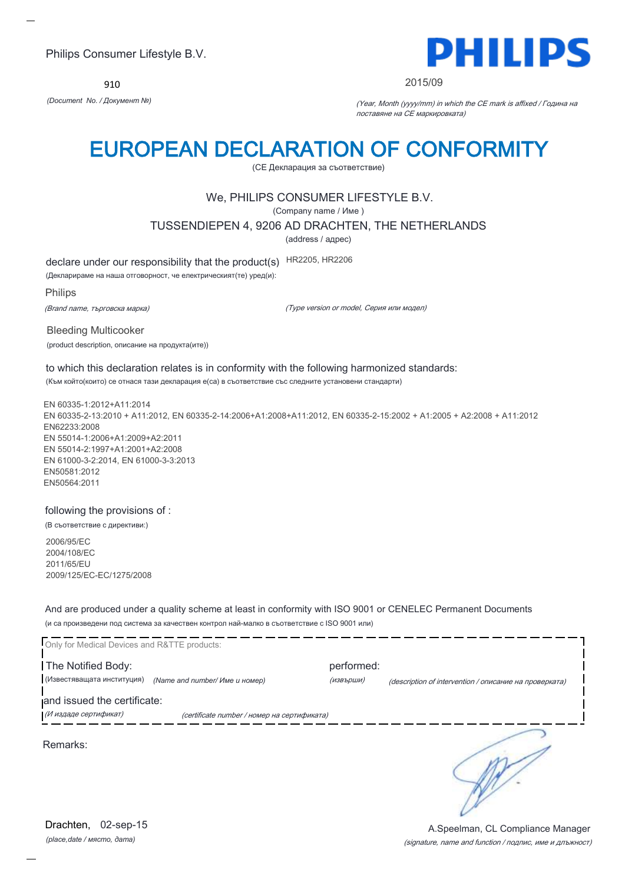Philips Consumer Lifestyle B.V.

910

*(Document No. / Документ №)*

**PHILIPS**

2015/09

*(Year, Month (yyyy/mm) in which the CE mark is affixed / Година на поставяне на CE маркировката)*

# EUROPEAN DECLARATION OF CONFORMITY

(CE Декларация за съответствие)

We, PHILIPS CONSUMER LIFESTYLE B.V.

(Company name / Име )

TUSSENDIEPEN 4, 9206 AD DRACHTEN, THE NETHERLANDS

(address / адрес)

declare under our responsibility that the product(s) HR2205, HR2206

(Декларираме на наша отговорност, че електрическият(те) уред(и):

Philips

*(Brand name, търговска марка)* *(Type version or model, Серия или модел)*

Bleeding Multicooker

(product description, описание на продукта(ите))

to which this declaration relates is in conformity with the following harmonized standards:

(Към който(които) се отнася тази декларация е(са) в съответствие със следните установени стандарти)

EN 60335-1:2012+A11:2014
EN 60335-2-13:2010 + A11:2012, EN 60335-2-14:2006+A1:2008+A11:2012, EN 60335-2-15:2002 + A1:2005 + A2:2008 + A11:2012
EN62233:2008
EN 55014-1:2006+A1:2009+A2:2011
EN 55014-2:1997+A1:2001+A2:2008
EN 61000-3-2:2014, EN 61000-3-3:2013
EN50581:2012
EN50564:2011

following the provisions of :

(В съответствие с директиви:)

2006/95/EC
2004/108/EC
2011/65/EU
2009/125/EC-EC/1275/2008

And are produced under a quality scheme at least in conformity with ISO 9001 or CENELEC Permanent Documents

(и са произведени под система за качествен контрол най-малко в съответствие с ISO 9001 или)

Only for Medical Devices and R&TTE products:

The Notified Body: performed:

(Известяващата институция) *(Name and number/ Име и номер)* *(извърши)* *(description of intervention / описание на проверката)*

and issued the certificate:

*(И издаде сертификат)* *(certificate number / номер на сертификата)*

Remarks:

Drachten, 02-sep-15

*(place,date / място, дата)*

A.Speelman, CL Compliance Manager

*(signature, name and function / подпис, име и длъжност)*